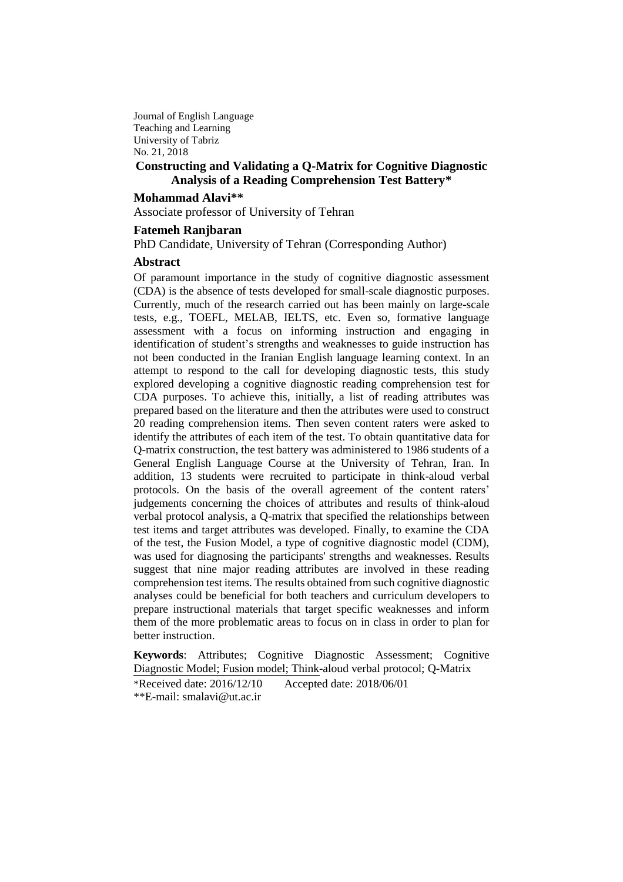Journal of English Language
Teaching and Learning
University of Tabriz
No. 21, 2018

# Constructing and Validating a Q-Matrix for Cognitive Diagnostic Analysis of a Reading Comprehension Test Battery*

**Mohammad Alavi****

Associate professor of University of Tehran

**Fatemeh Ranjbaran**

PhD Candidate, University of Tehran (Corresponding Author)

## Abstract

Of paramount importance in the study of cognitive diagnostic assessment (CDA) is the absence of tests developed for small-scale diagnostic purposes. Currently, much of the research carried out has been mainly on large-scale tests, e.g., TOEFL, MELAB, IELTS, etc. Even so, formative language assessment with a focus on informing instruction and engaging in identification of student's strengths and weaknesses to guide instruction has not been conducted in the Iranian English language learning context. In an attempt to respond to the call for developing diagnostic tests, this study explored developing a cognitive diagnostic reading comprehension test for CDA purposes. To achieve this, initially, a list of reading attributes was prepared based on the literature and then the attributes were used to construct 20 reading comprehension items. Then seven content raters were asked to identify the attributes of each item of the test. To obtain quantitative data for Q-matrix construction, the test battery was administered to 1986 students of a General English Language Course at the University of Tehran, Iran. In addition, 13 students were recruited to participate in think-aloud verbal protocols. On the basis of the overall agreement of the content raters' judgements concerning the choices of attributes and results of think-aloud verbal protocol analysis, a Q-matrix that specified the relationships between test items and target attributes was developed. Finally, to examine the CDA of the test, the Fusion Model, a type of cognitive diagnostic model (CDM), was used for diagnosing the participants' strengths and weaknesses. Results suggest that nine major reading attributes are involved in these reading comprehension test items. The results obtained from such cognitive diagnostic analyses could be beneficial for both teachers and curriculum developers to prepare instructional materials that target specific weaknesses and inform them of the more problematic areas to focus on in class in order to plan for better instruction.

**Keywords**: Attributes; Cognitive Diagnostic Assessment; Cognitive Diagnostic Model; Fusion model; Think-aloud verbal protocol; Q-Matrix

*Received date: 2016/12/10 Accepted date: 2018/06/01

**E-mail: smalavi@ut.ac.ir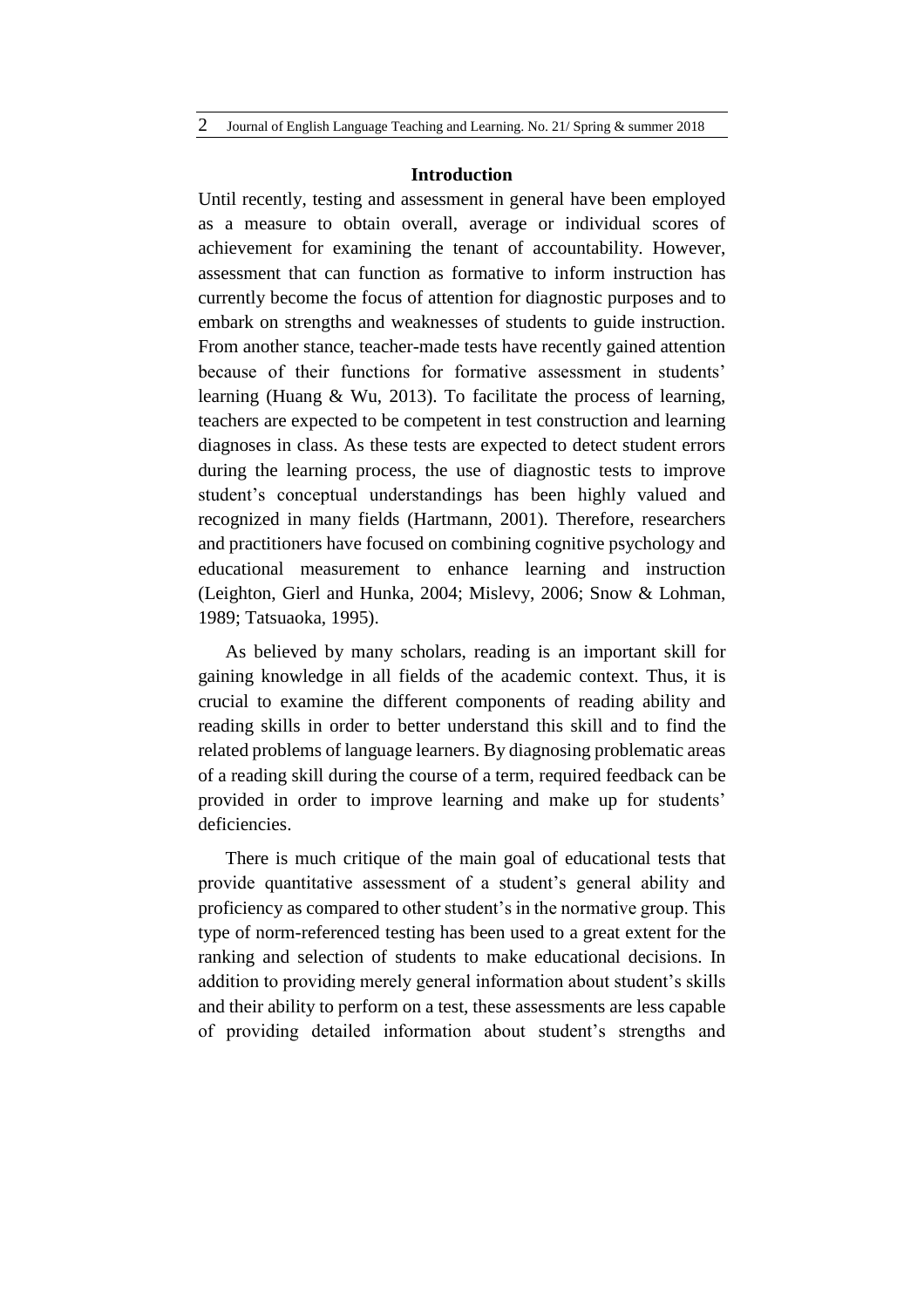## Introduction

Until recently, testing and assessment in general have been employed as a measure to obtain overall, average or individual scores of achievement for examining the tenant of accountability. However, assessment that can function as formative to inform instruction has currently become the focus of attention for diagnostic purposes and to embark on strengths and weaknesses of students to guide instruction. From another stance, teacher-made tests have recently gained attention because of their functions for formative assessment in students' learning (Huang & Wu, 2013). To facilitate the process of learning, teachers are expected to be competent in test construction and learning diagnoses in class. As these tests are expected to detect student errors during the learning process, the use of diagnostic tests to improve student's conceptual understandings has been highly valued and recognized in many fields (Hartmann, 2001). Therefore, researchers and practitioners have focused on combining cognitive psychology and educational measurement to enhance learning and instruction (Leighton, Gierl and Hunka, 2004; Mislevy, 2006; Snow & Lohman, 1989; Tatsuaoka, 1995).

As believed by many scholars, reading is an important skill for gaining knowledge in all fields of the academic context. Thus, it is crucial to examine the different components of reading ability and reading skills in order to better understand this skill and to find the related problems of language learners. By diagnosing problematic areas of a reading skill during the course of a term, required feedback can be provided in order to improve learning and make up for students' deficiencies.

There is much critique of the main goal of educational tests that provide quantitative assessment of a student's general ability and proficiency as compared to other student's in the normative group. This type of norm-referenced testing has been used to a great extent for the ranking and selection of students to make educational decisions. In addition to providing merely general information about student's skills and their ability to perform on a test, these assessments are less capable of providing detailed information about student's strengths and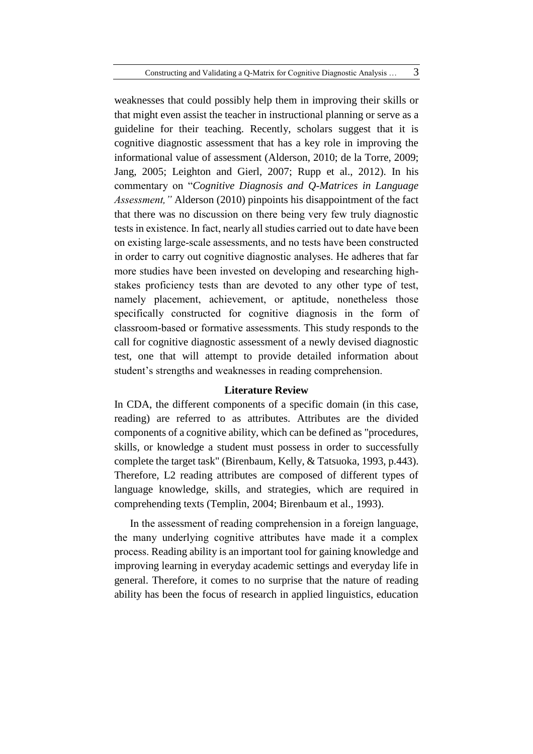weaknesses that could possibly help them in improving their skills or that might even assist the teacher in instructional planning or serve as a guideline for their teaching. Recently, scholars suggest that it is cognitive diagnostic assessment that has a key role in improving the informational value of assessment (Alderson, 2010; de la Torre, 2009; Jang, 2005; Leighton and Gierl, 2007; Rupp et al., 2012). In his commentary on "*Cognitive Diagnosis and Q-Matrices in Language Assessment,"* Alderson (2010) pinpoints his disappointment of the fact that there was no discussion on there being very few truly diagnostic tests in existence. In fact, nearly all studies carried out to date have been on existing large-scale assessments, and no tests have been constructed in order to carry out cognitive diagnostic analyses. He adheres that far more studies have been invested on developing and researching high-stakes proficiency tests than are devoted to any other type of test, namely placement, achievement, or aptitude, nonetheless those specifically constructed for cognitive diagnosis in the form of classroom-based or formative assessments. This study responds to the call for cognitive diagnostic assessment of a newly devised diagnostic test, one that will attempt to provide detailed information about student's strengths and weaknesses in reading comprehension.

## Literature Review

In CDA, the different components of a specific domain (in this case, reading) are referred to as attributes. Attributes are the divided components of a cognitive ability, which can be defined as "procedures, skills, or knowledge a student must possess in order to successfully complete the target task" (Birenbaum, Kelly, & Tatsuoka, 1993, p.443). Therefore, L2 reading attributes are composed of different types of language knowledge, skills, and strategies, which are required in comprehending texts (Templin, 2004; Birenbaum et al., 1993).

In the assessment of reading comprehension in a foreign language, the many underlying cognitive attributes have made it a complex process. Reading ability is an important tool for gaining knowledge and improving learning in everyday academic settings and everyday life in general. Therefore, it comes to no surprise that the nature of reading ability has been the focus of research in applied linguistics, education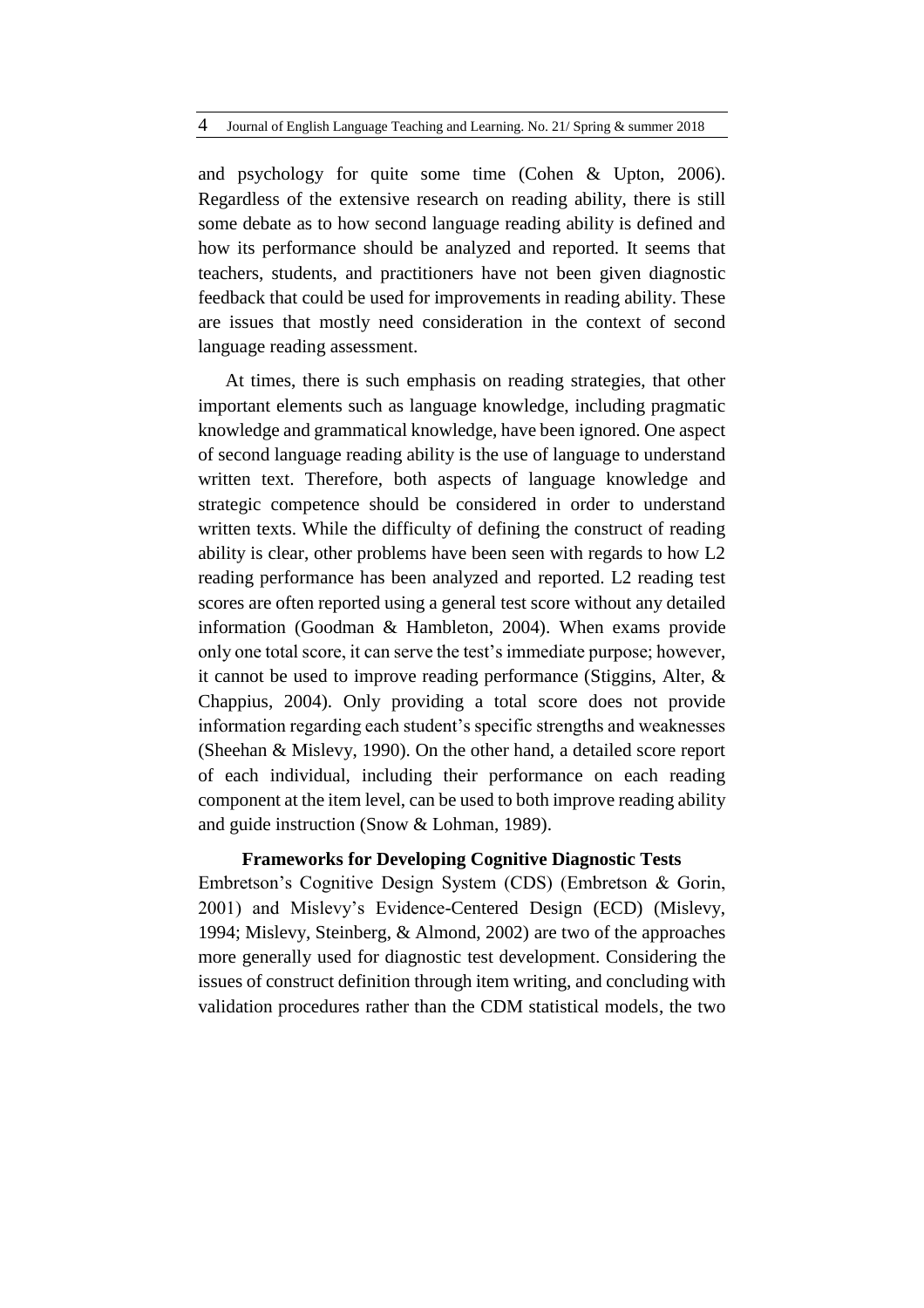and psychology for quite some time (Cohen & Upton, 2006). Regardless of the extensive research on reading ability, there is still some debate as to how second language reading ability is defined and how its performance should be analyzed and reported. It seems that teachers, students, and practitioners have not been given diagnostic feedback that could be used for improvements in reading ability. These are issues that mostly need consideration in the context of second language reading assessment.

At times, there is such emphasis on reading strategies, that other important elements such as language knowledge, including pragmatic knowledge and grammatical knowledge, have been ignored. One aspect of second language reading ability is the use of language to understand written text. Therefore, both aspects of language knowledge and strategic competence should be considered in order to understand written texts. While the difficulty of defining the construct of reading ability is clear, other problems have been seen with regards to how L2 reading performance has been analyzed and reported. L2 reading test scores are often reported using a general test score without any detailed information (Goodman & Hambleton, 2004). When exams provide only one total score, it can serve the test's immediate purpose; however, it cannot be used to improve reading performance (Stiggins, Alter, & Chappius, 2004). Only providing a total score does not provide information regarding each student's specific strengths and weaknesses (Sheehan & Mislevy, 1990). On the other hand, a detailed score report of each individual, including their performance on each reading component at the item level, can be used to both improve reading ability and guide instruction (Snow & Lohman, 1989).

## Frameworks for Developing Cognitive Diagnostic Tests

Embretson's Cognitive Design System (CDS) (Embretson & Gorin, 2001) and Mislevy's Evidence-Centered Design (ECD) (Mislevy, 1994; Mislevy, Steinberg, & Almond, 2002) are two of the approaches more generally used for diagnostic test development. Considering the issues of construct definition through item writing, and concluding with validation procedures rather than the CDM statistical models, the two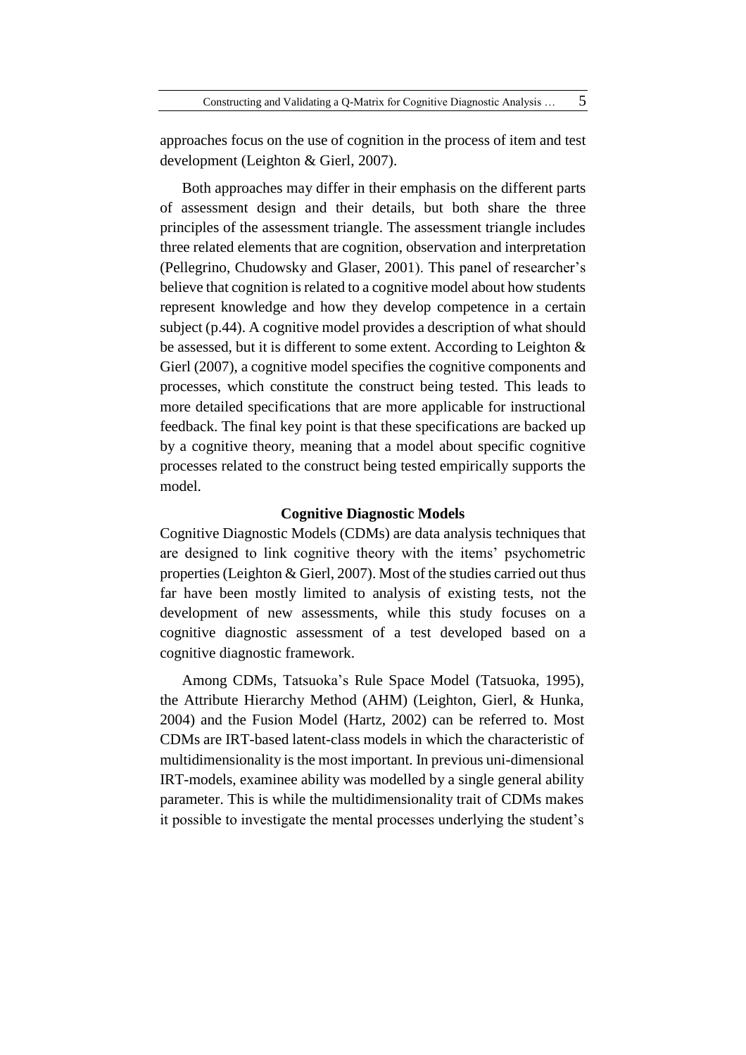approaches focus on the use of cognition in the process of item and test development (Leighton & Gierl, 2007).

Both approaches may differ in their emphasis on the different parts of assessment design and their details, but both share the three principles of the assessment triangle. The assessment triangle includes three related elements that are cognition, observation and interpretation (Pellegrino, Chudowsky and Glaser, 2001). This panel of researcher's believe that cognition is related to a cognitive model about how students represent knowledge and how they develop competence in a certain subject (p.44). A cognitive model provides a description of what should be assessed, but it is different to some extent. According to Leighton & Gierl (2007), a cognitive model specifies the cognitive components and processes, which constitute the construct being tested. This leads to more detailed specifications that are more applicable for instructional feedback. The final key point is that these specifications are backed up by a cognitive theory, meaning that a model about specific cognitive processes related to the construct being tested empirically supports the model.

## Cognitive Diagnostic Models

Cognitive Diagnostic Models (CDMs) are data analysis techniques that are designed to link cognitive theory with the items' psychometric properties (Leighton & Gierl, 2007). Most of the studies carried out thus far have been mostly limited to analysis of existing tests, not the development of new assessments, while this study focuses on a cognitive diagnostic assessment of a test developed based on a cognitive diagnostic framework.

Among CDMs, Tatsuoka's Rule Space Model (Tatsuoka, 1995), the Attribute Hierarchy Method (AHM) (Leighton, Gierl, & Hunka, 2004) and the Fusion Model (Hartz, 2002) can be referred to. Most CDMs are IRT-based latent-class models in which the characteristic of multidimensionality is the most important. In previous uni-dimensional IRT-models, examinee ability was modelled by a single general ability parameter. This is while the multidimensionality trait of CDMs makes it possible to investigate the mental processes underlying the student's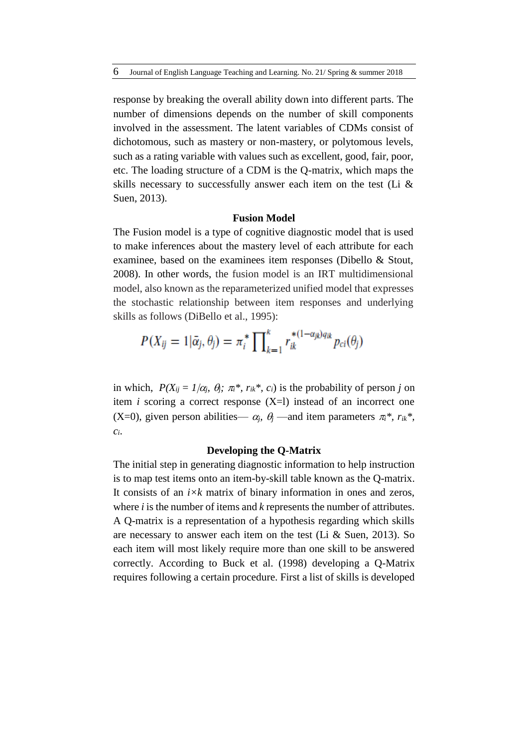response by breaking the overall ability down into different parts. The number of dimensions depends on the number of skill components involved in the assessment. The latent variables of CDMs consist of dichotomous, such as mastery or non-mastery, or polytomous levels, such as a rating variable with values such as excellent, good, fair, poor, etc. The loading structure of a CDM is the Q-matrix, which maps the skills necessary to successfully answer each item on the test (Li & Suen, 2013).

## Fusion Model

The Fusion model is a type of cognitive diagnostic model that is used to make inferences about the mastery level of each attribute for each examinee, based on the examinees item responses (Dibello & Stout, 2008). In other words, the fusion model is an IRT multidimensional model, also known as the reparameterized unified model that expresses the stochastic relationship between item responses and underlying skills as follows (DiBello et al., 1995):

$$P(X_{ij} = 1|\bar{\alpha}_j, \theta_j) = \pi_i^* \prod_{k=1}^{k} r_{ik}^{*(1-\alpha_{jk})q_{ik}} p_{ci}(\theta_j)$$

in which, $P(X_{ij} = 1/\alpha_j, \theta_j; \pi_i^*, r_{ik}^*, c_i)$ is the probability of person $j$ on item $i$ scoring a correct response (X=l) instead of an incorrect one (X=0), given person abilities— $\alpha_j$, $\theta_j$ —and item parameters $\pi_i^*$, $r_{ik}^*$, $c_i$.

## Developing the Q-Matrix

The initial step in generating diagnostic information to help instruction is to map test items onto an item-by-skill table known as the Q-matrix. It consists of an $i \times k$ matrix of binary information in ones and zeros, where $i$ is the number of items and $k$ represents the number of attributes. A Q-matrix is a representation of a hypothesis regarding which skills are necessary to answer each item on the test (Li & Suen, 2013). So each item will most likely require more than one skill to be answered correctly. According to Buck et al. (1998) developing a Q-Matrix requires following a certain procedure. First a list of skills is developed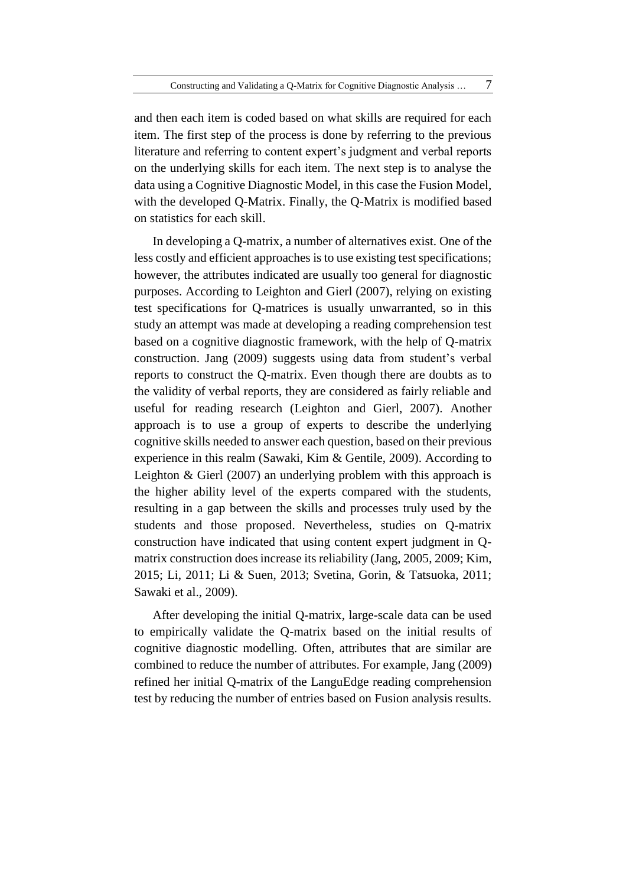and then each item is coded based on what skills are required for each item. The first step of the process is done by referring to the previous literature and referring to content expert's judgment and verbal reports on the underlying skills for each item. The next step is to analyse the data using a Cognitive Diagnostic Model, in this case the Fusion Model, with the developed Q-Matrix. Finally, the Q-Matrix is modified based on statistics for each skill.

In developing a Q-matrix, a number of alternatives exist. One of the less costly and efficient approaches is to use existing test specifications; however, the attributes indicated are usually too general for diagnostic purposes. According to Leighton and Gierl (2007), relying on existing test specifications for Q-matrices is usually unwarranted, so in this study an attempt was made at developing a reading comprehension test based on a cognitive diagnostic framework, with the help of Q-matrix construction. Jang (2009) suggests using data from student's verbal reports to construct the Q-matrix. Even though there are doubts as to the validity of verbal reports, they are considered as fairly reliable and useful for reading research (Leighton and Gierl, 2007). Another approach is to use a group of experts to describe the underlying cognitive skills needed to answer each question, based on their previous experience in this realm (Sawaki, Kim & Gentile, 2009). According to Leighton & Gierl (2007) an underlying problem with this approach is the higher ability level of the experts compared with the students, resulting in a gap between the skills and processes truly used by the students and those proposed. Nevertheless, studies on Q-matrix construction have indicated that using content expert judgment in Q-matrix construction does increase its reliability (Jang, 2005, 2009; Kim, 2015; Li, 2011; Li & Suen, 2013; Svetina, Gorin, & Tatsuoka, 2011; Sawaki et al., 2009).

After developing the initial Q-matrix, large-scale data can be used to empirically validate the Q-matrix based on the initial results of cognitive diagnostic modelling. Often, attributes that are similar are combined to reduce the number of attributes. For example, Jang (2009) refined her initial Q-matrix of the LanguEdge reading comprehension test by reducing the number of entries based on Fusion analysis results.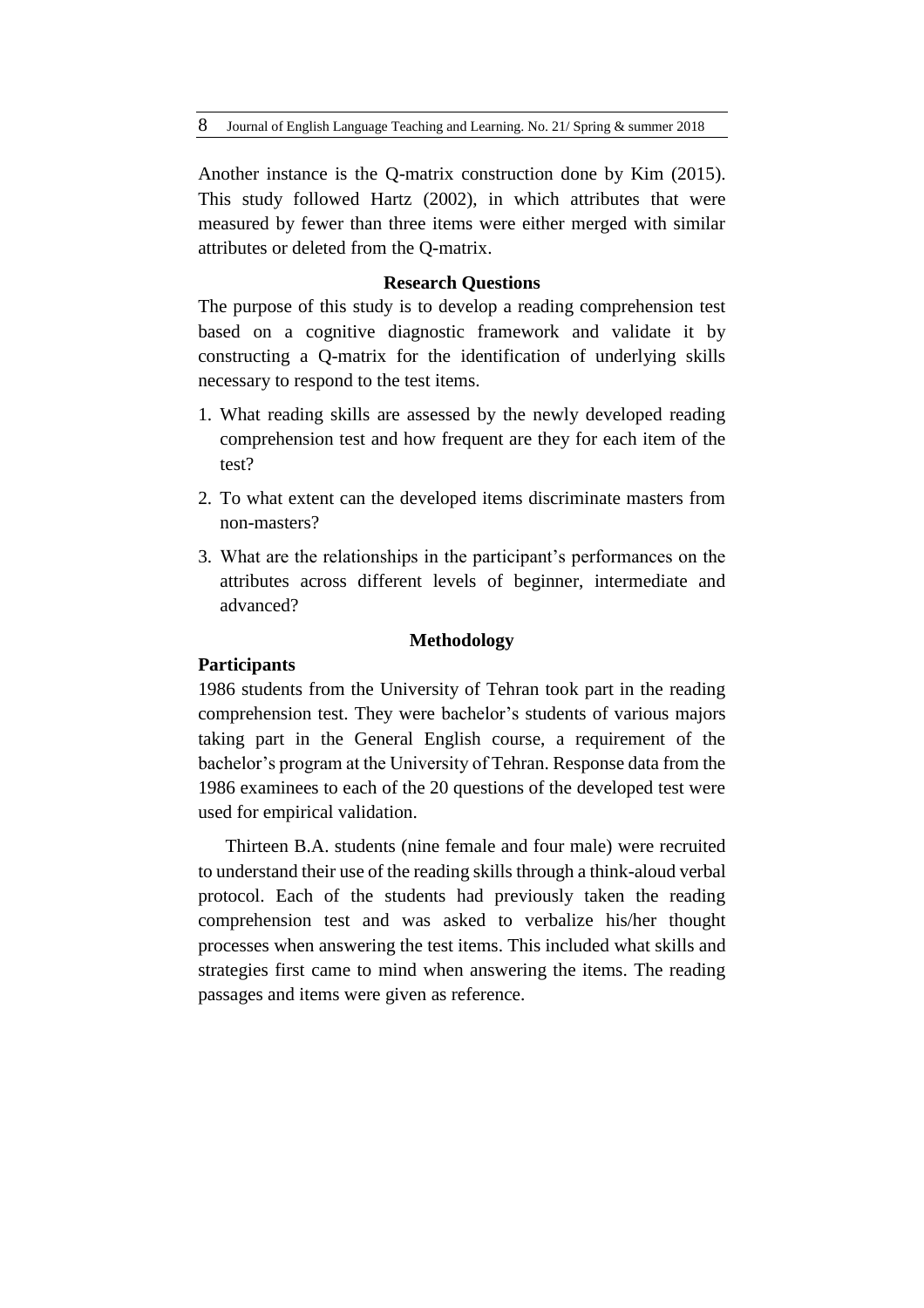Another instance is the Q-matrix construction done by Kim (2015). This study followed Hartz (2002), in which attributes that were measured by fewer than three items were either merged with similar attributes or deleted from the Q-matrix.

## Research Questions

The purpose of this study is to develop a reading comprehension test based on a cognitive diagnostic framework and validate it by constructing a Q-matrix for the identification of underlying skills necessary to respond to the test items.

1. What reading skills are assessed by the newly developed reading comprehension test and how frequent are they for each item of the test?
2. To what extent can the developed items discriminate masters from non-masters?
3. What are the relationships in the participant's performances on the attributes across different levels of beginner, intermediate and advanced?

## Methodology

### Participants

1986 students from the University of Tehran took part in the reading comprehension test. They were bachelor's students of various majors taking part in the General English course, a requirement of the bachelor's program at the University of Tehran. Response data from the 1986 examinees to each of the 20 questions of the developed test were used for empirical validation.

Thirteen B.A. students (nine female and four male) were recruited to understand their use of the reading skills through a think-aloud verbal protocol. Each of the students had previously taken the reading comprehension test and was asked to verbalize his/her thought processes when answering the test items. This included what skills and strategies first came to mind when answering the items. The reading passages and items were given as reference.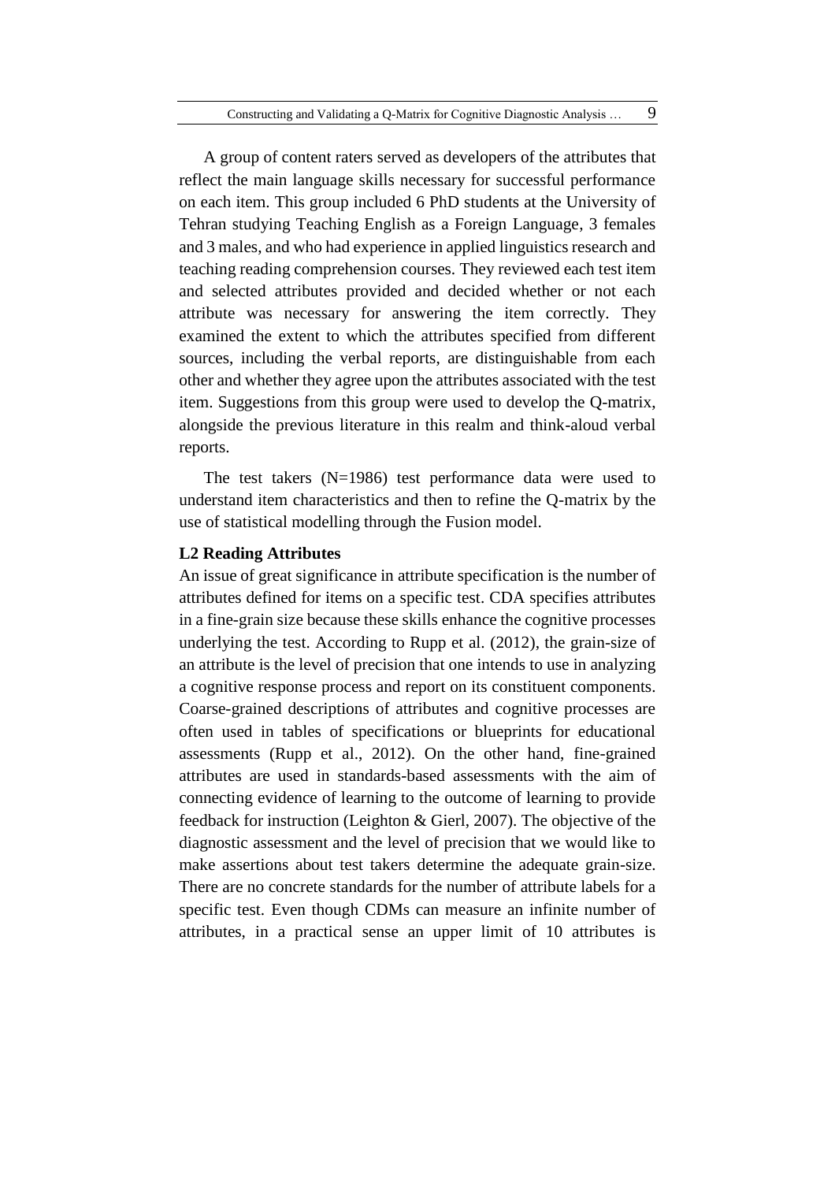A group of content raters served as developers of the attributes that reflect the main language skills necessary for successful performance on each item. This group included 6 PhD students at the University of Tehran studying Teaching English as a Foreign Language, 3 females and 3 males, and who had experience in applied linguistics research and teaching reading comprehension courses. They reviewed each test item and selected attributes provided and decided whether or not each attribute was necessary for answering the item correctly. They examined the extent to which the attributes specified from different sources, including the verbal reports, are distinguishable from each other and whether they agree upon the attributes associated with the test item. Suggestions from this group were used to develop the Q-matrix, alongside the previous literature in this realm and think-aloud verbal reports.

The test takers (N=1986) test performance data were used to understand item characteristics and then to refine the Q-matrix by the use of statistical modelling through the Fusion model.

**L2 Reading Attributes**

An issue of great significance in attribute specification is the number of attributes defined for items on a specific test. CDA specifies attributes in a fine-grain size because these skills enhance the cognitive processes underlying the test. According to Rupp et al. (2012), the grain-size of an attribute is the level of precision that one intends to use in analyzing a cognitive response process and report on its constituent components. Coarse-grained descriptions of attributes and cognitive processes are often used in tables of specifications or blueprints for educational assessments (Rupp et al., 2012). On the other hand, fine-grained attributes are used in standards-based assessments with the aim of connecting evidence of learning to the outcome of learning to provide feedback for instruction (Leighton & Gierl, 2007). The objective of the diagnostic assessment and the level of precision that we would like to make assertions about test takers determine the adequate grain-size. There are no concrete standards for the number of attribute labels for a specific test. Even though CDMs can measure an infinite number of attributes, in a practical sense an upper limit of 10 attributes is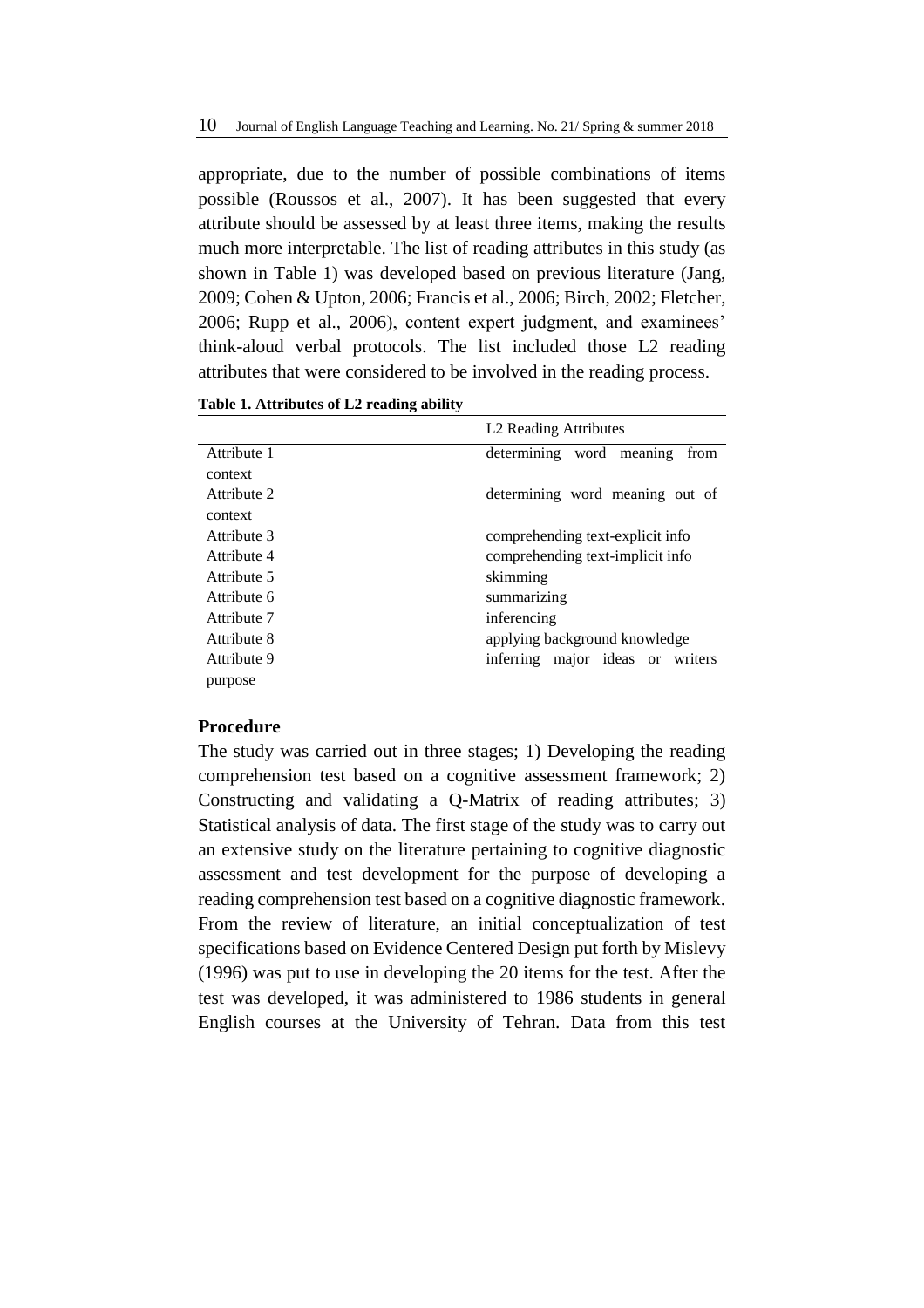appropriate, due to the number of possible combinations of items possible (Roussos et al., 2007). It has been suggested that every attribute should be assessed by at least three items, making the results much more interpretable. The list of reading attributes in this study (as shown in Table 1) was developed based on previous literature (Jang, 2009; Cohen & Upton, 2006; Francis et al., 2006; Birch, 2002; Fletcher, 2006; Rupp et al., 2006), content expert judgment, and examinees' think-aloud verbal protocols. The list included those L2 reading attributes that were considered to be involved in the reading process.

**Table 1. Attributes of L2 reading ability**

| | L2 Reading Attributes |
|---|---|
| Attribute 1 | determining word meaning from context |
| Attribute 2 | determining word meaning out of context |
| Attribute 3 | comprehending text-explicit info |
| Attribute 4 | comprehending text-implicit info |
| Attribute 5 | skimming |
| Attribute 6 | summarizing |
| Attribute 7 | inferencing |
| Attribute 8 | applying background knowledge |
| Attribute 9 | inferring major ideas or writers purpose |

### Procedure

The study was carried out in three stages; 1) Developing the reading comprehension test based on a cognitive assessment framework; 2) Constructing and validating a Q-Matrix of reading attributes; 3) Statistical analysis of data. The first stage of the study was to carry out an extensive study on the literature pertaining to cognitive diagnostic assessment and test development for the purpose of developing a reading comprehension test based on a cognitive diagnostic framework. From the review of literature, an initial conceptualization of test specifications based on Evidence Centered Design put forth by Mislevy (1996) was put to use in developing the 20 items for the test. After the test was developed, it was administered to 1986 students in general English courses at the University of Tehran. Data from this test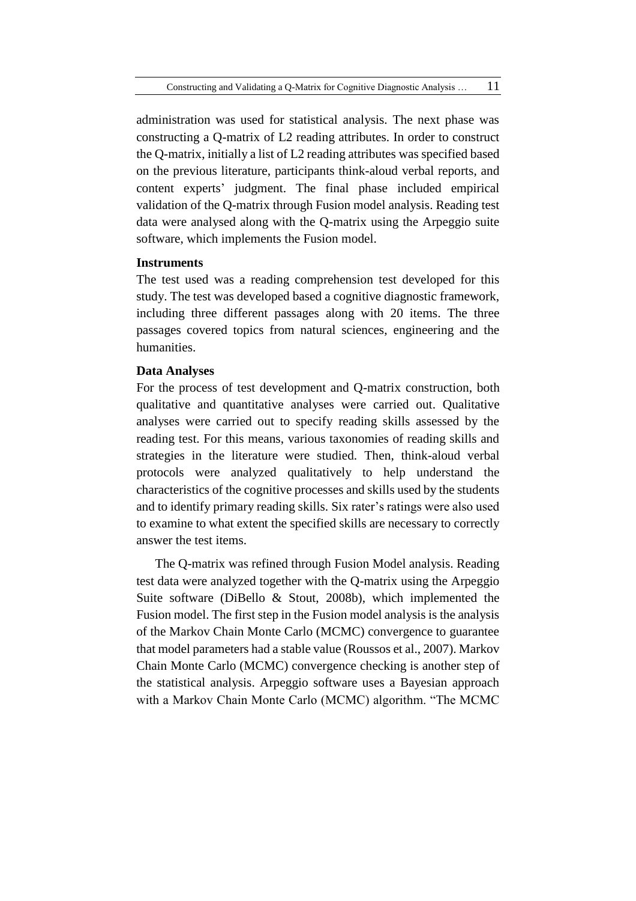administration was used for statistical analysis. The next phase was constructing a Q-matrix of L2 reading attributes. In order to construct the Q-matrix, initially a list of L2 reading attributes was specified based on the previous literature, participants think-aloud verbal reports, and content experts' judgment. The final phase included empirical validation of the Q-matrix through Fusion model analysis. Reading test data were analysed along with the Q-matrix using the Arpeggio suite software, which implements the Fusion model.

### Instruments

The test used was a reading comprehension test developed for this study. The test was developed based a cognitive diagnostic framework, including three different passages along with 20 items. The three passages covered topics from natural sciences, engineering and the humanities.

### Data Analyses

For the process of test development and Q-matrix construction, both qualitative and quantitative analyses were carried out. Qualitative analyses were carried out to specify reading skills assessed by the reading test. For this means, various taxonomies of reading skills and strategies in the literature were studied. Then, think-aloud verbal protocols were analyzed qualitatively to help understand the characteristics of the cognitive processes and skills used by the students and to identify primary reading skills. Six rater's ratings were also used to examine to what extent the specified skills are necessary to correctly answer the test items.

The Q-matrix was refined through Fusion Model analysis. Reading test data were analyzed together with the Q-matrix using the Arpeggio Suite software (DiBello & Stout, 2008b), which implemented the Fusion model. The first step in the Fusion model analysis is the analysis of the Markov Chain Monte Carlo (MCMC) convergence to guarantee that model parameters had a stable value (Roussos et al., 2007). Markov Chain Monte Carlo (MCMC) convergence checking is another step of the statistical analysis. Arpeggio software uses a Bayesian approach with a Markov Chain Monte Carlo (MCMC) algorithm. "The MCMC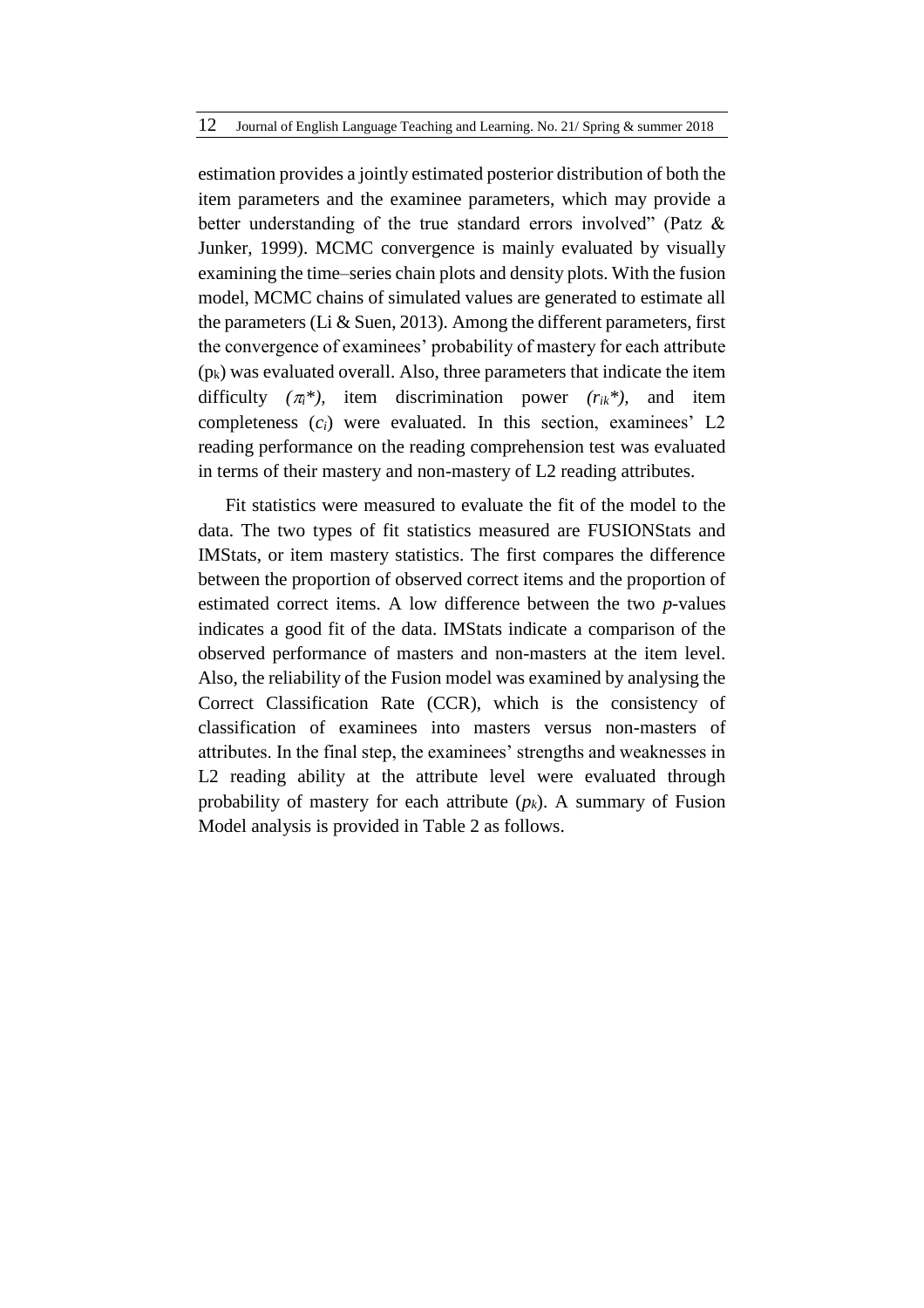estimation provides a jointly estimated posterior distribution of both the item parameters and the examinee parameters, which may provide a better understanding of the true standard errors involved" (Patz & Junker, 1999). MCMC convergence is mainly evaluated by visually examining the time–series chain plots and density plots. With the fusion model, MCMC chains of simulated values are generated to estimate all the parameters (Li & Suen, 2013). Among the different parameters, first the convergence of examinees' probability of mastery for each attribute ($p_k$) was evaluated overall. Also, three parameters that indicate the item difficulty ($\pi_i$*), item discrimination power ($r_{ik}$*), and item completeness ($c_i$) were evaluated. In this section, examinees' L2 reading performance on the reading comprehension test was evaluated in terms of their mastery and non-mastery of L2 reading attributes.

Fit statistics were measured to evaluate the fit of the model to the data. The two types of fit statistics measured are FUSIONStats and IMStats, or item mastery statistics. The first compares the difference between the proportion of observed correct items and the proportion of estimated correct items. A low difference between the two *p*-values indicates a good fit of the data. IMStats indicate a comparison of the observed performance of masters and non-masters at the item level. Also, the reliability of the Fusion model was examined by analysing the Correct Classification Rate (CCR), which is the consistency of classification of examinees into masters versus non-masters of attributes. In the final step, the examinees' strengths and weaknesses in L2 reading ability at the attribute level were evaluated through probability of mastery for each attribute ($p_k$). A summary of Fusion Model analysis is provided in Table 2 as follows.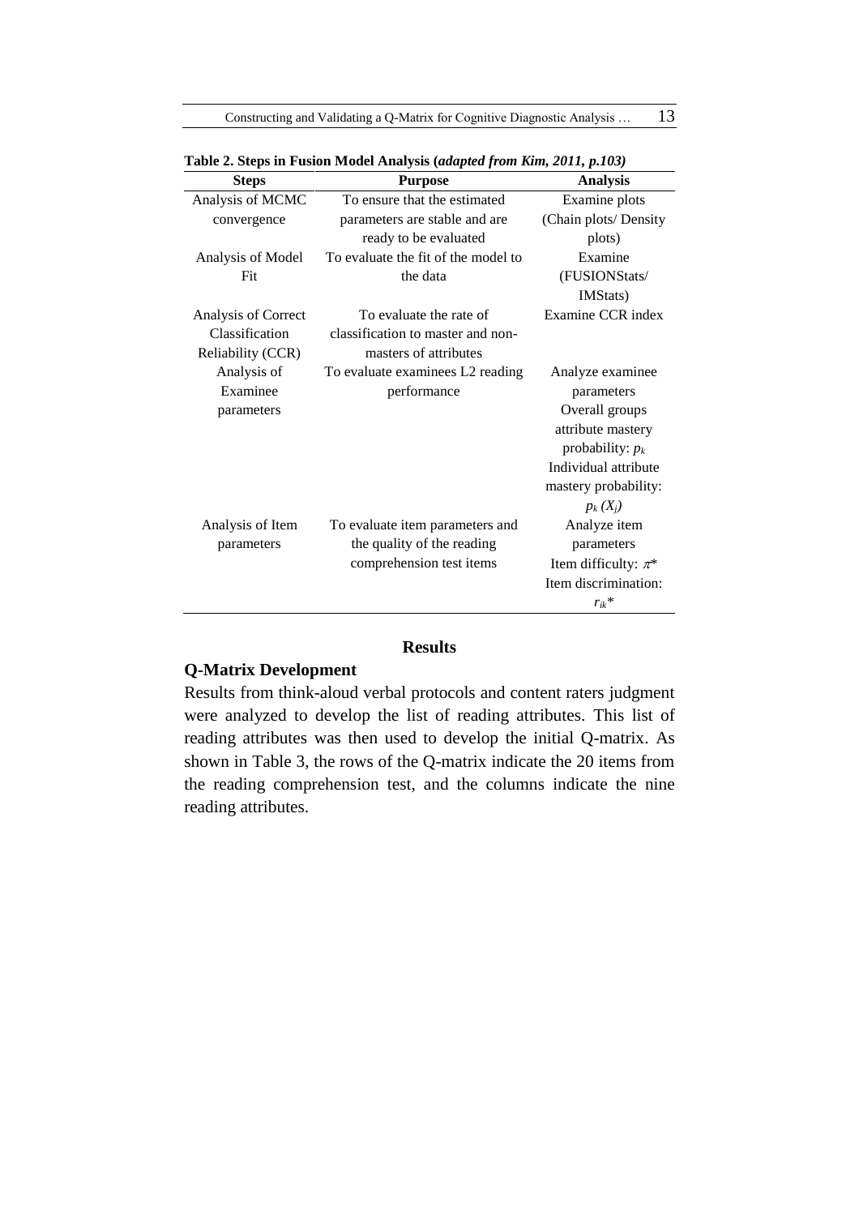**Table 2. Steps in Fusion Model Analysis (*adapted from Kim, 2011, p.103)***

| Steps | Purpose | Analysis |
|---|---|---|
| Analysis of MCMC convergence | To ensure that the estimated parameters are stable and are ready to be evaluated | Examine plots (Chain plots/ Density plots) |
| Analysis of Model Fit | To evaluate the fit of the model to the data | Examine (FUSIONStats/ IMStats) |
| Analysis of Correct Classification Reliability (CCR) | To evaluate the rate of classification to master and non-masters of attributes | Examine CCR index |
| Analysis of Examinee parameters | To evaluate examinees L2 reading performance | Analyze examinee parameters Overall groups attribute mastery probability: $p_k$ Individual attribute mastery probability: $p_k\,(X_j)$ |
| Analysis of Item parameters | To evaluate item parameters and the quality of the reading comprehension test items | Analyze item parameters Item difficulty: $\pi^*$ Item discrimination: $r_{ik}{}^*$ |

## Results

### Q-Matrix Development

Results from think-aloud verbal protocols and content raters judgment were analyzed to develop the list of reading attributes. This list of reading attributes was then used to develop the initial Q-matrix. As shown in Table 3, the rows of the Q-matrix indicate the 20 items from the reading comprehension test, and the columns indicate the nine reading attributes.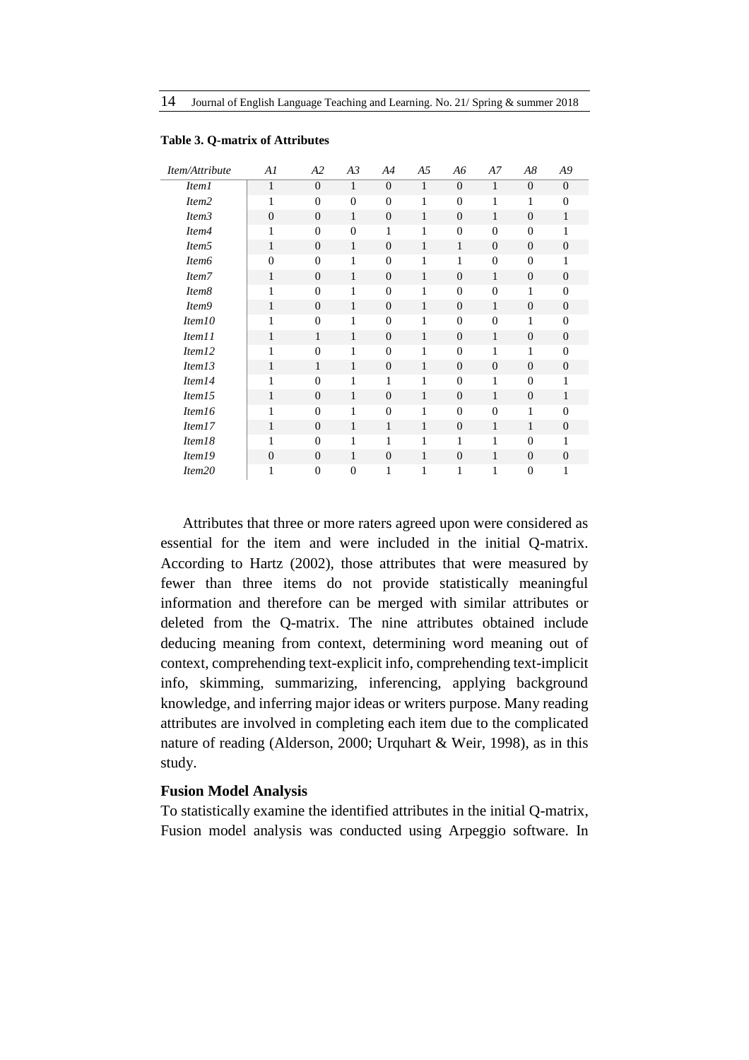**Table 3. Q-matrix of Attributes**

| *Item/Attribute* | *A1* | *A2* | *A3* | *A4* | *A5* | *A6* | *A7* | *A8* | *A9* |
|---|---|---|---|---|---|---|---|---|---|
| *Item1* | 1 | 0 | 1 | 0 | 1 | 0 | 1 | 0 | 0 |
| *Item2* | 1 | 0 | 0 | 0 | 1 | 0 | 1 | 1 | 0 |
| *Item3* | 0 | 0 | 1 | 0 | 1 | 0 | 1 | 0 | 1 |
| *Item4* | 1 | 0 | 0 | 1 | 1 | 0 | 0 | 0 | 1 |
| *Item5* | 1 | 0 | 1 | 0 | 1 | 1 | 0 | 0 | 0 |
| *Item6* | 0 | 0 | 1 | 0 | 1 | 1 | 0 | 0 | 1 |
| *Item7* | 1 | 0 | 1 | 0 | 1 | 0 | 1 | 0 | 0 |
| *Item8* | 1 | 0 | 1 | 0 | 1 | 0 | 0 | 1 | 0 |
| *Item9* | 1 | 0 | 1 | 0 | 1 | 0 | 1 | 0 | 0 |
| *Item10* | 1 | 0 | 1 | 0 | 1 | 0 | 0 | 1 | 0 |
| *Item11* | 1 | 1 | 1 | 0 | 1 | 0 | 1 | 0 | 0 |
| *Item12* | 1 | 0 | 1 | 0 | 1 | 0 | 1 | 1 | 0 |
| *Item13* | 1 | 1 | 1 | 0 | 1 | 0 | 0 | 0 | 0 |
| *Item14* | 1 | 0 | 1 | 1 | 1 | 0 | 1 | 0 | 1 |
| *Item15* | 1 | 0 | 1 | 0 | 1 | 0 | 1 | 0 | 1 |
| *Item16* | 1 | 0 | 1 | 0 | 1 | 0 | 0 | 1 | 0 |
| *Item17* | 1 | 0 | 1 | 1 | 1 | 0 | 1 | 1 | 0 |
| *Item18* | 1 | 0 | 1 | 1 | 1 | 1 | 1 | 0 | 1 |
| *Item19* | 0 | 0 | 1 | 0 | 1 | 0 | 1 | 0 | 0 |
| *Item20* | 1 | 0 | 0 | 1 | 1 | 1 | 1 | 0 | 1 |

Attributes that three or more raters agreed upon were considered as essential for the item and were included in the initial Q-matrix. According to Hartz (2002), those attributes that were measured by fewer than three items do not provide statistically meaningful information and therefore can be merged with similar attributes or deleted from the Q-matrix. The nine attributes obtained include deducing meaning from context, determining word meaning out of context, comprehending text-explicit info, comprehending text-implicit info, skimming, summarizing, inferencing, applying background knowledge, and inferring major ideas or writers purpose. Many reading attributes are involved in completing each item due to the complicated nature of reading (Alderson, 2000; Urquhart & Weir, 1998), as in this study.

### Fusion Model Analysis

To statistically examine the identified attributes in the initial Q-matrix, Fusion model analysis was conducted using Arpeggio software. In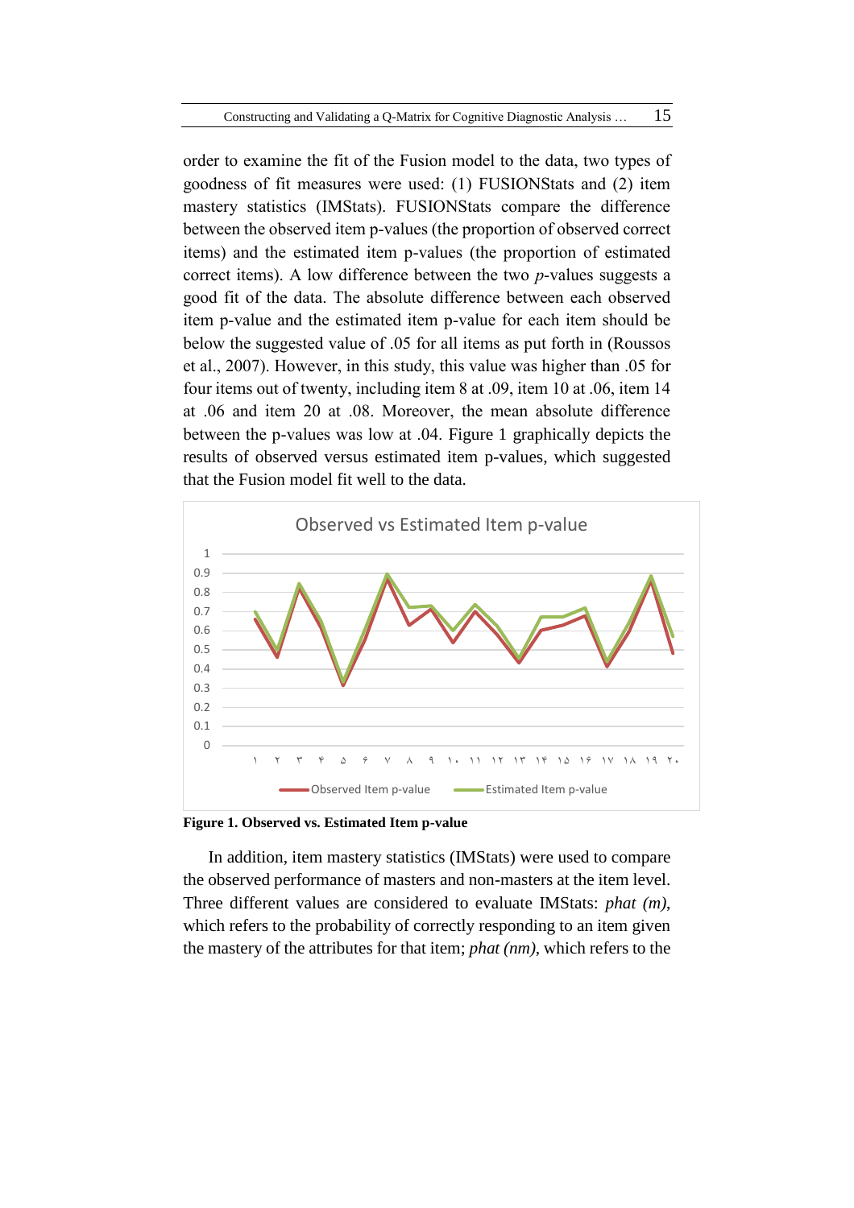order to examine the fit of the Fusion model to the data, two types of goodness of fit measures were used: (1) FUSIONStats and (2) item mastery statistics (IMStats). FUSIONStats compare the difference between the observed item p-values (the proportion of observed correct items) and the estimated item p-values (the proportion of estimated correct items). A low difference between the two *p*-values suggests a good fit of the data. The absolute difference between each observed item p-value and the estimated item p-value for each item should be below the suggested value of .05 for all items as put forth in (Roussos et al., 2007). However, in this study, this value was higher than .05 for four items out of twenty, including item 8 at .09, item 10 at .06, item 14 at .06 and item 20 at .08. Moreover, the mean absolute difference between the p-values was low at .04. Figure 1 graphically depicts the results of observed versus estimated item p-values, which suggested that the Fusion model fit well to the data.

**Figure 1. Observed vs. Estimated Item p-value**

In addition, item mastery statistics (IMStats) were used to compare the observed performance of masters and non-masters at the item level. Three different values are considered to evaluate IMStats: *phat (m)*, which refers to the probability of correctly responding to an item given the mastery of the attributes for that item; *phat (nm)*, which refers to the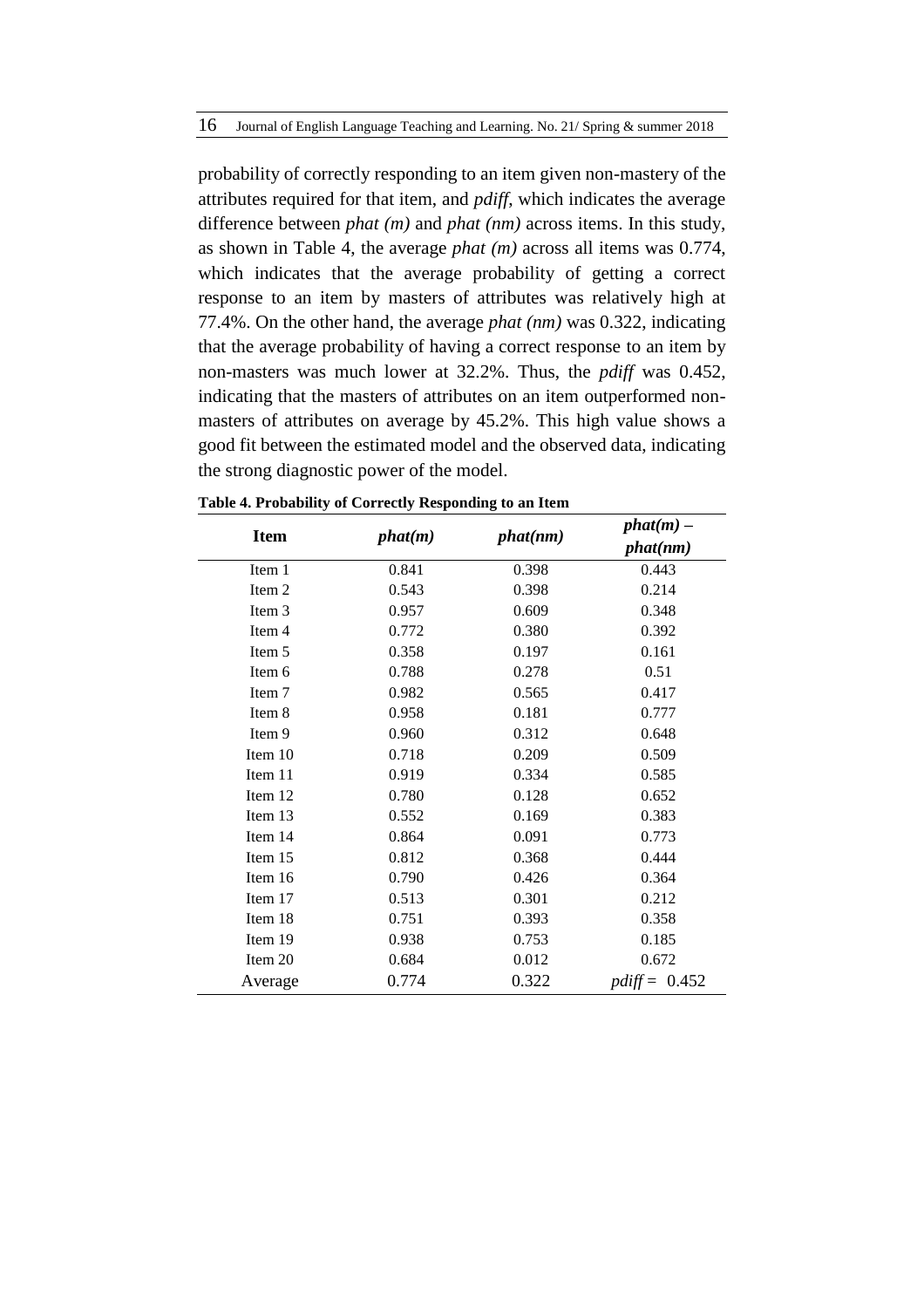probability of correctly responding to an item given non-mastery of the attributes required for that item, and *pdiff*, which indicates the average difference between *phat (m)* and *phat (nm)* across items. In this study, as shown in Table 4, the average *phat (m)* across all items was 0.774, which indicates that the average probability of getting a correct response to an item by masters of attributes was relatively high at 77.4%. On the other hand, the average *phat (nm)* was 0.322, indicating that the average probability of having a correct response to an item by non-masters was much lower at 32.2%. Thus, the *pdiff* was 0.452, indicating that the masters of attributes on an item outperformed non-masters of attributes on average by 45.2%. This high value shows a good fit between the estimated model and the observed data, indicating the strong diagnostic power of the model.

**Table 4. Probability of Correctly Responding to an Item**

| **Item** | ***phat(m)*** | ***phat(nm)*** | ***phat(m)* – *phat(nm)*** |
|---|---|---|---|
| Item 1 | 0.841 | 0.398 | 0.443 |
| Item 2 | 0.543 | 0.398 | 0.214 |
| Item 3 | 0.957 | 0.609 | 0.348 |
| Item 4 | 0.772 | 0.380 | 0.392 |
| Item 5 | 0.358 | 0.197 | 0.161 |
| Item 6 | 0.788 | 0.278 | 0.51 |
| Item 7 | 0.982 | 0.565 | 0.417 |
| Item 8 | 0.958 | 0.181 | 0.777 |
| Item 9 | 0.960 | 0.312 | 0.648 |
| Item 10 | 0.718 | 0.209 | 0.509 |
| Item 11 | 0.919 | 0.334 | 0.585 |
| Item 12 | 0.780 | 0.128 | 0.652 |
| Item 13 | 0.552 | 0.169 | 0.383 |
| Item 14 | 0.864 | 0.091 | 0.773 |
| Item 15 | 0.812 | 0.368 | 0.444 |
| Item 16 | 0.790 | 0.426 | 0.364 |
| Item 17 | 0.513 | 0.301 | 0.212 |
| Item 18 | 0.751 | 0.393 | 0.358 |
| Item 19 | 0.938 | 0.753 | 0.185 |
| Item 20 | 0.684 | 0.012 | 0.672 |
| Average | 0.774 | 0.322 | *pdiff* = 0.452 |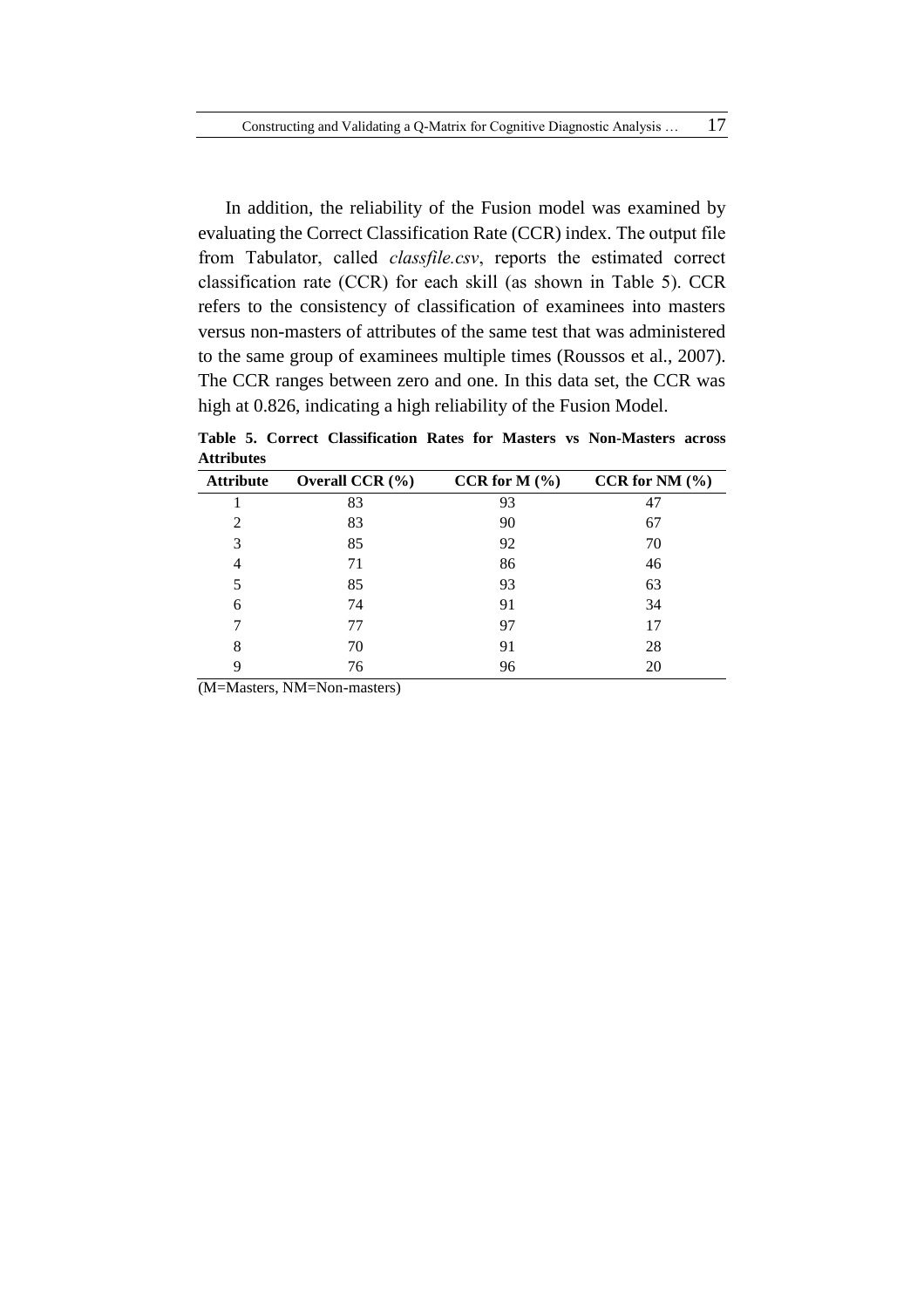In addition, the reliability of the Fusion model was examined by evaluating the Correct Classification Rate (CCR) index. The output file from Tabulator, called *classfile.csv*, reports the estimated correct classification rate (CCR) for each skill (as shown in Table 5). CCR refers to the consistency of classification of examinees into masters versus non-masters of attributes of the same test that was administered to the same group of examinees multiple times (Roussos et al., 2007). The CCR ranges between zero and one. In this data set, the CCR was high at 0.826, indicating a high reliability of the Fusion Model.

**Table 5. Correct Classification Rates for Masters vs Non-Masters across Attributes**

| Attribute | Overall CCR (%) | CCR for M (%) | CCR for NM (%) |
|---|---|---|---|
| 1 | 83 | 93 | 47 |
| 2 | 83 | 90 | 67 |
| 3 | 85 | 92 | 70 |
| 4 | 71 | 86 | 46 |
| 5 | 85 | 93 | 63 |
| 6 | 74 | 91 | 34 |
| 7 | 77 | 97 | 17 |
| 8 | 70 | 91 | 28 |
| 9 | 76 | 96 | 20 |

(M=Masters, NM=Non-masters)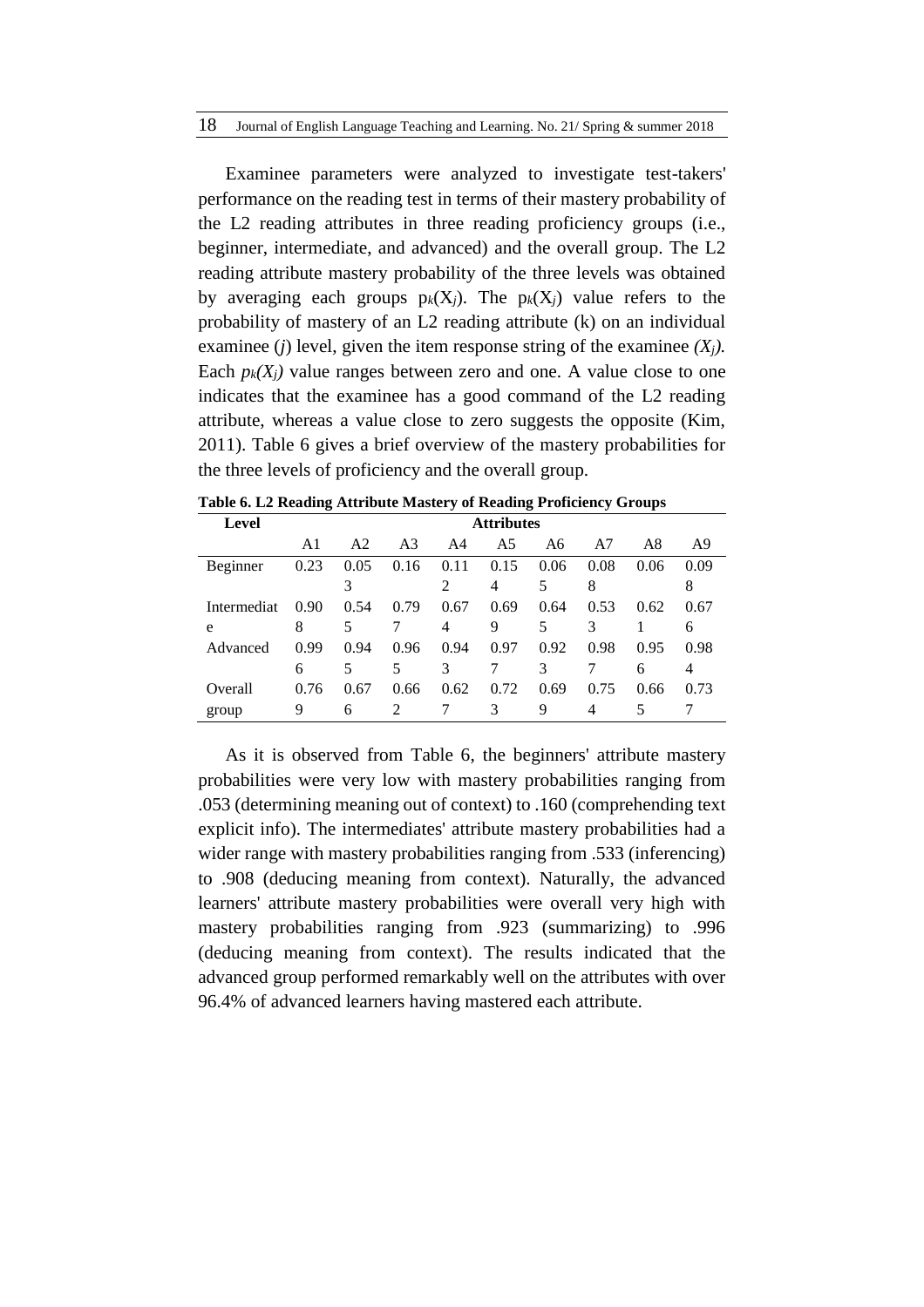Examinee parameters were analyzed to investigate test-takers' performance on the reading test in terms of their mastery probability of the L2 reading attributes in three reading proficiency groups (i.e., beginner, intermediate, and advanced) and the overall group. The L2 reading attribute mastery probability of the three levels was obtained by averaging each groups $p_k(X_j)$. The $p_k(X_j)$ value refers to the probability of mastery of an L2 reading attribute (k) on an individual examinee (*j*) level, given the item response string of the examinee *($X_j$).* Each *$p_k(X_j)$* value ranges between zero and one. A value close to one indicates that the examinee has a good command of the L2 reading attribute, whereas a value close to zero suggests the opposite (Kim, 2011). Table 6 gives a brief overview of the mastery probabilities for the three levels of proficiency and the overall group.

**Table 6. L2 Reading Attribute Mastery of Reading Proficiency Groups**

| Level | Attributes | | | | | | | | |
|---|---|---|---|---|---|---|---|---|---|
| | A1 | A2 | A3 | A4 | A5 | A6 | A7 | A8 | A9 |
| Beginner | 0.23 | 0.053 | 0.16 | 0.112 | 0.154 | 0.065 | 0.088 | 0.06 | 0.098 |
| Intermediate | 0.908 | 0.545 | 0.797 | 0.674 | 0.699 | 0.645 | 0.533 | 0.621 | 0.676 |
| Advanced | 0.996 | 0.945 | 0.965 | 0.943 | 0.977 | 0.923 | 0.987 | 0.956 | 0.984 |
| Overall group | 0.769 | 0.676 | 0.662 | 0.627 | 0.723 | 0.699 | 0.754 | 0.665 | 0.737 |

As it is observed from Table 6, the beginners' attribute mastery probabilities were very low with mastery probabilities ranging from .053 (determining meaning out of context) to .160 (comprehending text explicit info). The intermediates' attribute mastery probabilities had a wider range with mastery probabilities ranging from .533 (inferencing) to .908 (deducing meaning from context). Naturally, the advanced learners' attribute mastery probabilities were overall very high with mastery probabilities ranging from .923 (summarizing) to .996 (deducing meaning from context). The results indicated that the advanced group performed remarkably well on the attributes with over 96.4% of advanced learners having mastered each attribute.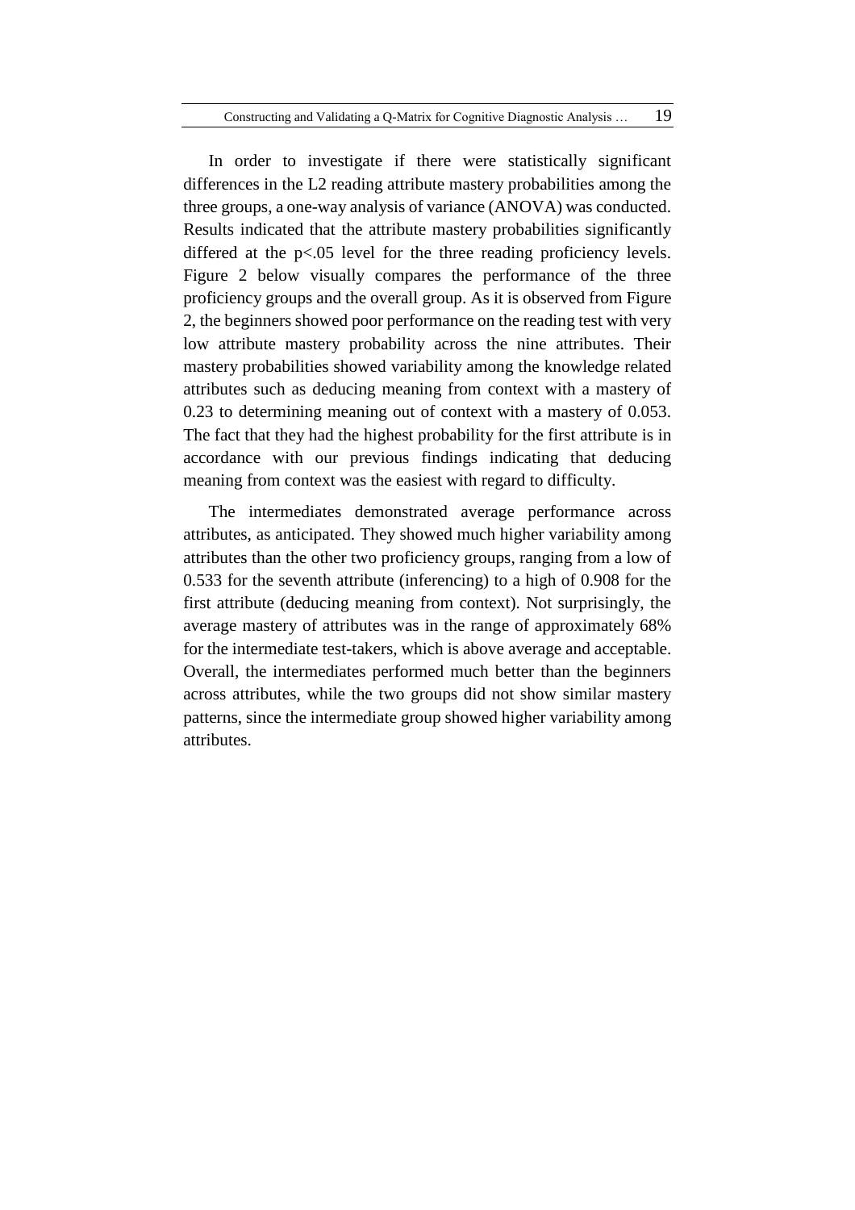In order to investigate if there were statistically significant differences in the L2 reading attribute mastery probabilities among the three groups, a one-way analysis of variance (ANOVA) was conducted. Results indicated that the attribute mastery probabilities significantly differed at the $p<.05$ level for the three reading proficiency levels. Figure 2 below visually compares the performance of the three proficiency groups and the overall group. As it is observed from Figure 2, the beginners showed poor performance on the reading test with very low attribute mastery probability across the nine attributes. Their mastery probabilities showed variability among the knowledge related attributes such as deducing meaning from context with a mastery of 0.23 to determining meaning out of context with a mastery of 0.053. The fact that they had the highest probability for the first attribute is in accordance with our previous findings indicating that deducing meaning from context was the easiest with regard to difficulty.

The intermediates demonstrated average performance across attributes, as anticipated. They showed much higher variability among attributes than the other two proficiency groups, ranging from a low of 0.533 for the seventh attribute (inferencing) to a high of 0.908 for the first attribute (deducing meaning from context). Not surprisingly, the average mastery of attributes was in the range of approximately 68% for the intermediate test-takers, which is above average and acceptable. Overall, the intermediates performed much better than the beginners across attributes, while the two groups did not show similar mastery patterns, since the intermediate group showed higher variability among attributes.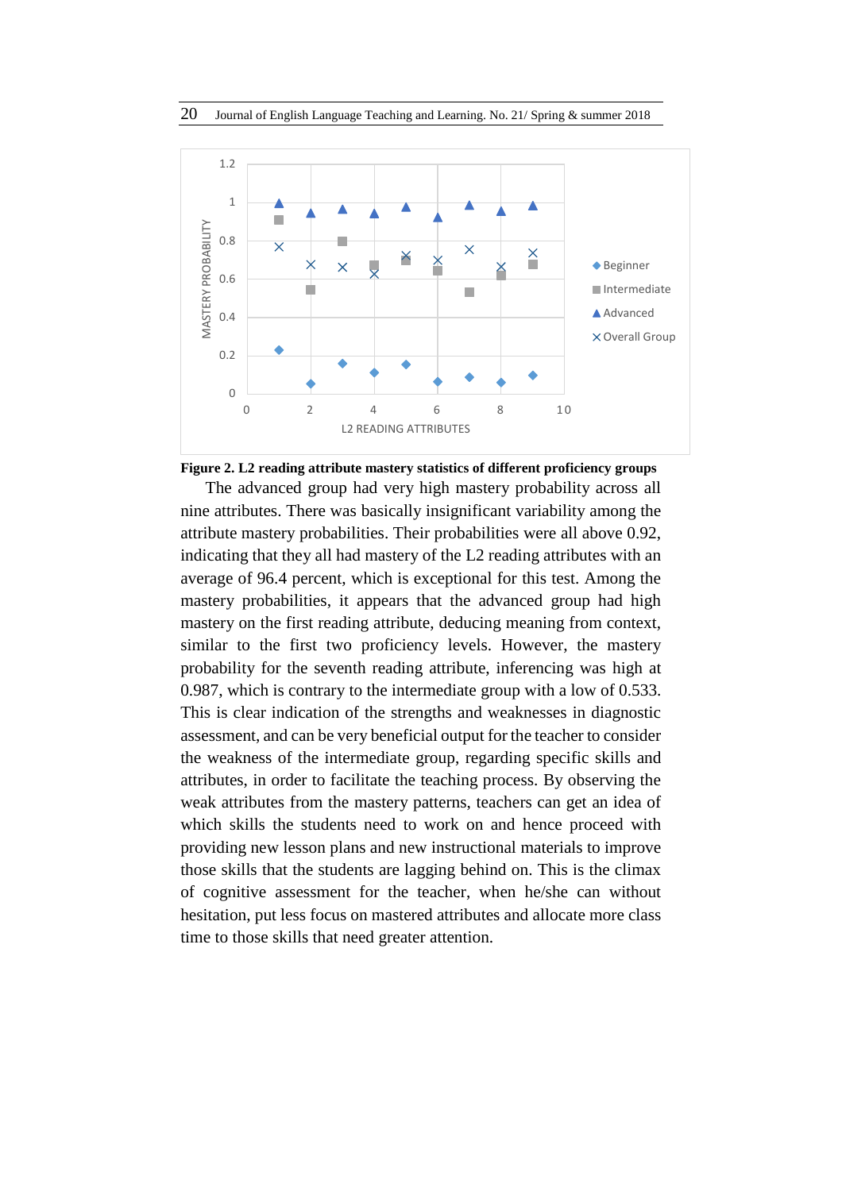**Figure 2. L2 reading attribute mastery statistics of different proficiency groups**

The advanced group had very high mastery probability across all nine attributes. There was basically insignificant variability among the attribute mastery probabilities. Their probabilities were all above 0.92, indicating that they all had mastery of the L2 reading attributes with an average of 96.4 percent, which is exceptional for this test. Among the mastery probabilities, it appears that the advanced group had high mastery on the first reading attribute, deducing meaning from context, similar to the first two proficiency levels. However, the mastery probability for the seventh reading attribute, inferencing was high at 0.987, which is contrary to the intermediate group with a low of 0.533. This is clear indication of the strengths and weaknesses in diagnostic assessment, and can be very beneficial output for the teacher to consider the weakness of the intermediate group, regarding specific skills and attributes, in order to facilitate the teaching process. By observing the weak attributes from the mastery patterns, teachers can get an idea of which skills the students need to work on and hence proceed with providing new lesson plans and new instructional materials to improve those skills that the students are lagging behind on. This is the climax of cognitive assessment for the teacher, when he/she can without hesitation, put less focus on mastered attributes and allocate more class time to those skills that need greater attention.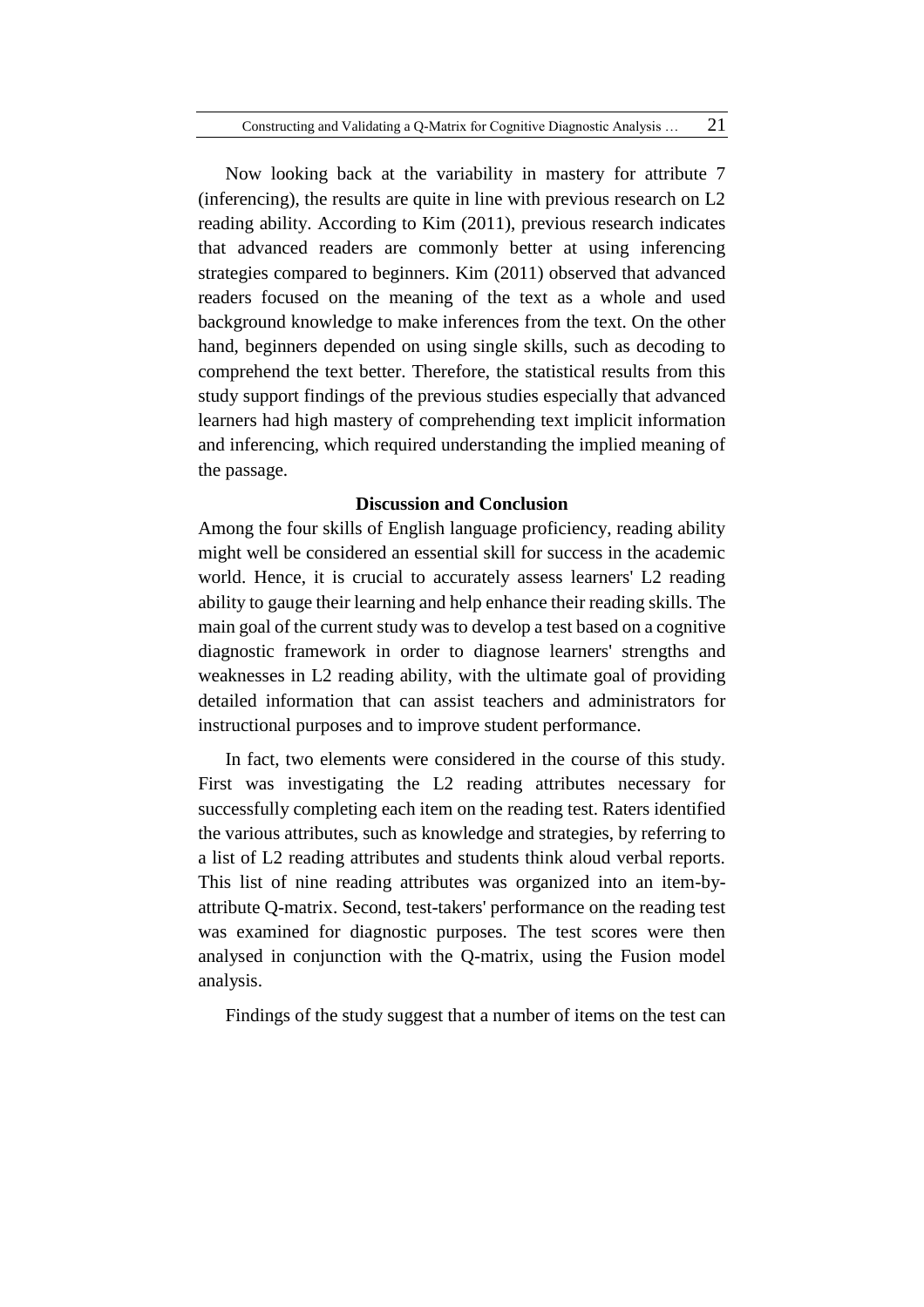Now looking back at the variability in mastery for attribute 7 (inferencing), the results are quite in line with previous research on L2 reading ability. According to Kim (2011), previous research indicates that advanced readers are commonly better at using inferencing strategies compared to beginners. Kim (2011) observed that advanced readers focused on the meaning of the text as a whole and used background knowledge to make inferences from the text. On the other hand, beginners depended on using single skills, such as decoding to comprehend the text better. Therefore, the statistical results from this study support findings of the previous studies especially that advanced learners had high mastery of comprehending text implicit information and inferencing, which required understanding the implied meaning of the passage.

## Discussion and Conclusion

Among the four skills of English language proficiency, reading ability might well be considered an essential skill for success in the academic world. Hence, it is crucial to accurately assess learners' L2 reading ability to gauge their learning and help enhance their reading skills. The main goal of the current study was to develop a test based on a cognitive diagnostic framework in order to diagnose learners' strengths and weaknesses in L2 reading ability, with the ultimate goal of providing detailed information that can assist teachers and administrators for instructional purposes and to improve student performance.

In fact, two elements were considered in the course of this study. First was investigating the L2 reading attributes necessary for successfully completing each item on the reading test. Raters identified the various attributes, such as knowledge and strategies, by referring to a list of L2 reading attributes and students think aloud verbal reports. This list of nine reading attributes was organized into an item-by-attribute Q-matrix. Second, test-takers' performance on the reading test was examined for diagnostic purposes. The test scores were then analysed in conjunction with the Q-matrix, using the Fusion model analysis.

Findings of the study suggest that a number of items on the test can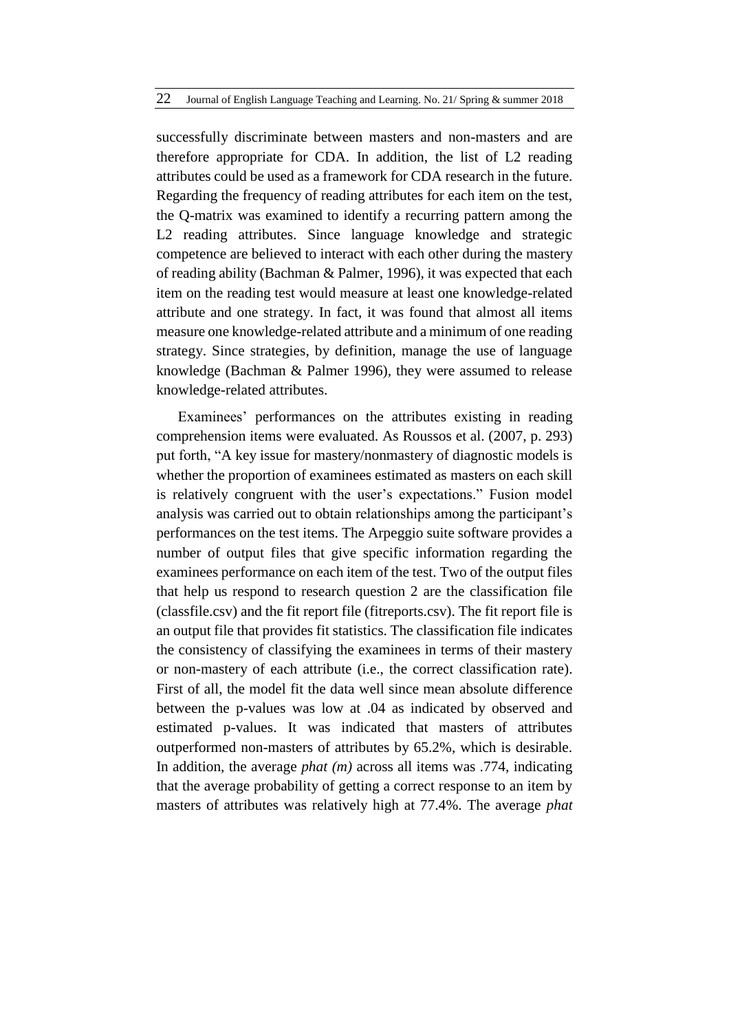successfully discriminate between masters and non-masters and are therefore appropriate for CDA. In addition, the list of L2 reading attributes could be used as a framework for CDA research in the future. Regarding the frequency of reading attributes for each item on the test, the Q-matrix was examined to identify a recurring pattern among the L2 reading attributes. Since language knowledge and strategic competence are believed to interact with each other during the mastery of reading ability (Bachman & Palmer, 1996), it was expected that each item on the reading test would measure at least one knowledge-related attribute and one strategy. In fact, it was found that almost all items measure one knowledge-related attribute and a minimum of one reading strategy. Since strategies, by definition, manage the use of language knowledge (Bachman & Palmer 1996), they were assumed to release knowledge-related attributes.

Examinees' performances on the attributes existing in reading comprehension items were evaluated. As Roussos et al. (2007, p. 293) put forth, "A key issue for mastery/nonmastery of diagnostic models is whether the proportion of examinees estimated as masters on each skill is relatively congruent with the user's expectations." Fusion model analysis was carried out to obtain relationships among the participant's performances on the test items. The Arpeggio suite software provides a number of output files that give specific information regarding the examinees performance on each item of the test. Two of the output files that help us respond to research question 2 are the classification file (classfile.csv) and the fit report file (fitreports.csv). The fit report file is an output file that provides fit statistics. The classification file indicates the consistency of classifying the examinees in terms of their mastery or non-mastery of each attribute (i.e., the correct classification rate). First of all, the model fit the data well since mean absolute difference between the p-values was low at .04 as indicated by observed and estimated p-values. It was indicated that masters of attributes outperformed non-masters of attributes by 65.2%, which is desirable. In addition, the average *phat (m)* across all items was .774, indicating that the average probability of getting a correct response to an item by masters of attributes was relatively high at 77.4%. The average *phat*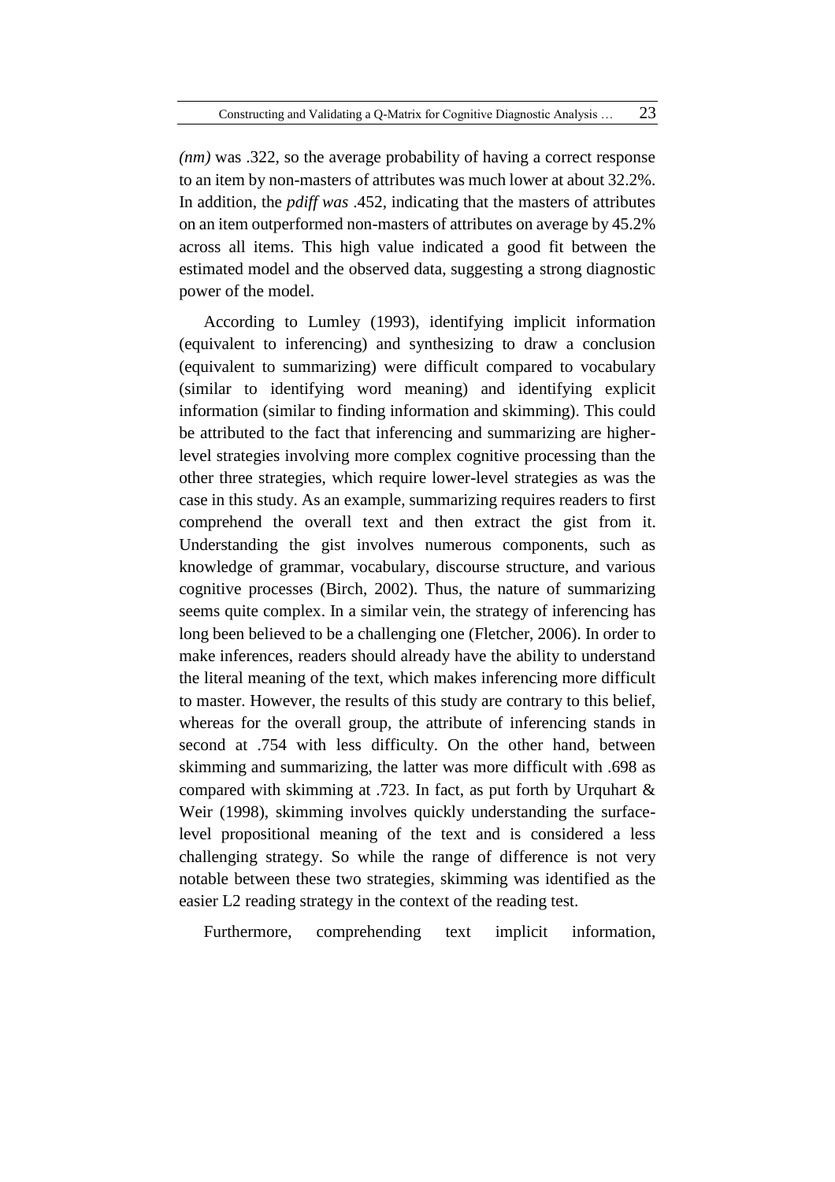*(nm)* was .322, so the average probability of having a correct response to an item by non-masters of attributes was much lower at about 32.2%. In addition, the *pdiff was* .452, indicating that the masters of attributes on an item outperformed non-masters of attributes on average by 45.2% across all items. This high value indicated a good fit between the estimated model and the observed data, suggesting a strong diagnostic power of the model.

According to Lumley (1993), identifying implicit information (equivalent to inferencing) and synthesizing to draw a conclusion (equivalent to summarizing) were difficult compared to vocabulary (similar to identifying word meaning) and identifying explicit information (similar to finding information and skimming). This could be attributed to the fact that inferencing and summarizing are higher-level strategies involving more complex cognitive processing than the other three strategies, which require lower-level strategies as was the case in this study. As an example, summarizing requires readers to first comprehend the overall text and then extract the gist from it. Understanding the gist involves numerous components, such as knowledge of grammar, vocabulary, discourse structure, and various cognitive processes (Birch, 2002). Thus, the nature of summarizing seems quite complex. In a similar vein, the strategy of inferencing has long been believed to be a challenging one (Fletcher, 2006). In order to make inferences, readers should already have the ability to understand the literal meaning of the text, which makes inferencing more difficult to master. However, the results of this study are contrary to this belief, whereas for the overall group, the attribute of inferencing stands in second at .754 with less difficulty. On the other hand, between skimming and summarizing, the latter was more difficult with .698 as compared with skimming at .723. In fact, as put forth by Urquhart & Weir (1998), skimming involves quickly understanding the surface-level propositional meaning of the text and is considered a less challenging strategy. So while the range of difference is not very notable between these two strategies, skimming was identified as the easier L2 reading strategy in the context of the reading test.

Furthermore, comprehending text implicit information,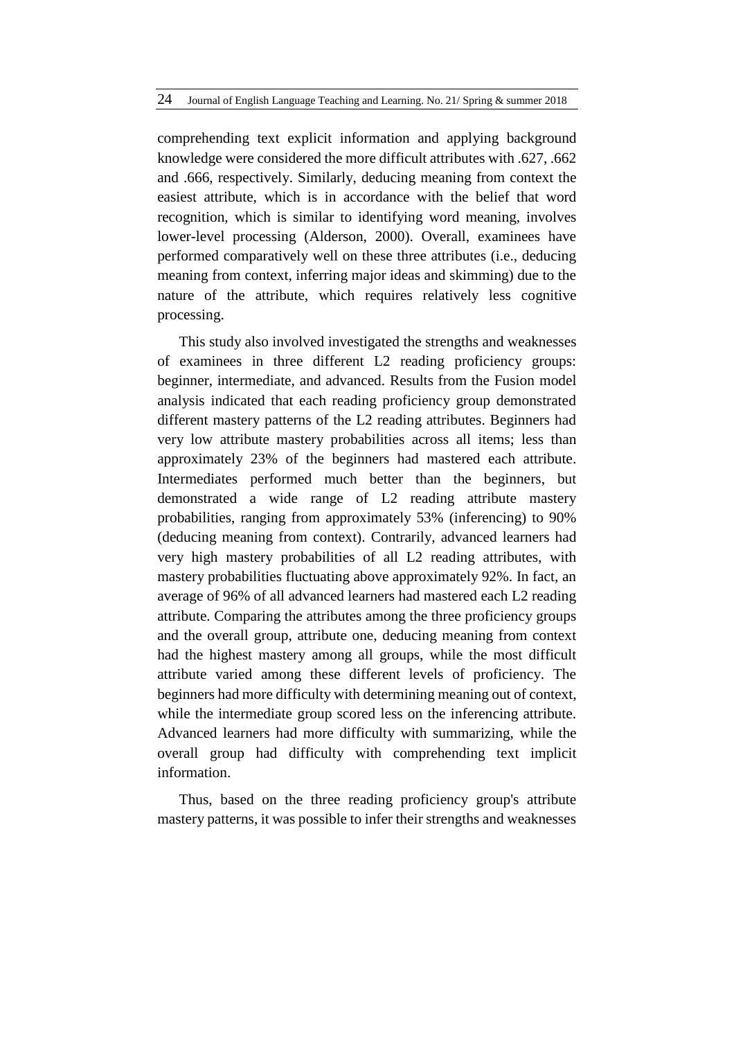comprehending text explicit information and applying background knowledge were considered the more difficult attributes with .627, .662 and .666, respectively. Similarly, deducing meaning from context the easiest attribute, which is in accordance with the belief that word recognition, which is similar to identifying word meaning, involves lower-level processing (Alderson, 2000). Overall, examinees have performed comparatively well on these three attributes (i.e., deducing meaning from context, inferring major ideas and skimming) due to the nature of the attribute, which requires relatively less cognitive processing.

This study also involved investigated the strengths and weaknesses of examinees in three different L2 reading proficiency groups: beginner, intermediate, and advanced. Results from the Fusion model analysis indicated that each reading proficiency group demonstrated different mastery patterns of the L2 reading attributes. Beginners had very low attribute mastery probabilities across all items; less than approximately 23% of the beginners had mastered each attribute. Intermediates performed much better than the beginners, but demonstrated a wide range of L2 reading attribute mastery probabilities, ranging from approximately 53% (inferencing) to 90% (deducing meaning from context). Contrarily, advanced learners had very high mastery probabilities of all L2 reading attributes, with mastery probabilities fluctuating above approximately 92%. In fact, an average of 96% of all advanced learners had mastered each L2 reading attribute. Comparing the attributes among the three proficiency groups and the overall group, attribute one, deducing meaning from context had the highest mastery among all groups, while the most difficult attribute varied among these different levels of proficiency. The beginners had more difficulty with determining meaning out of context, while the intermediate group scored less on the inferencing attribute. Advanced learners had more difficulty with summarizing, while the overall group had difficulty with comprehending text implicit information.

Thus, based on the three reading proficiency group's attribute mastery patterns, it was possible to infer their strengths and weaknesses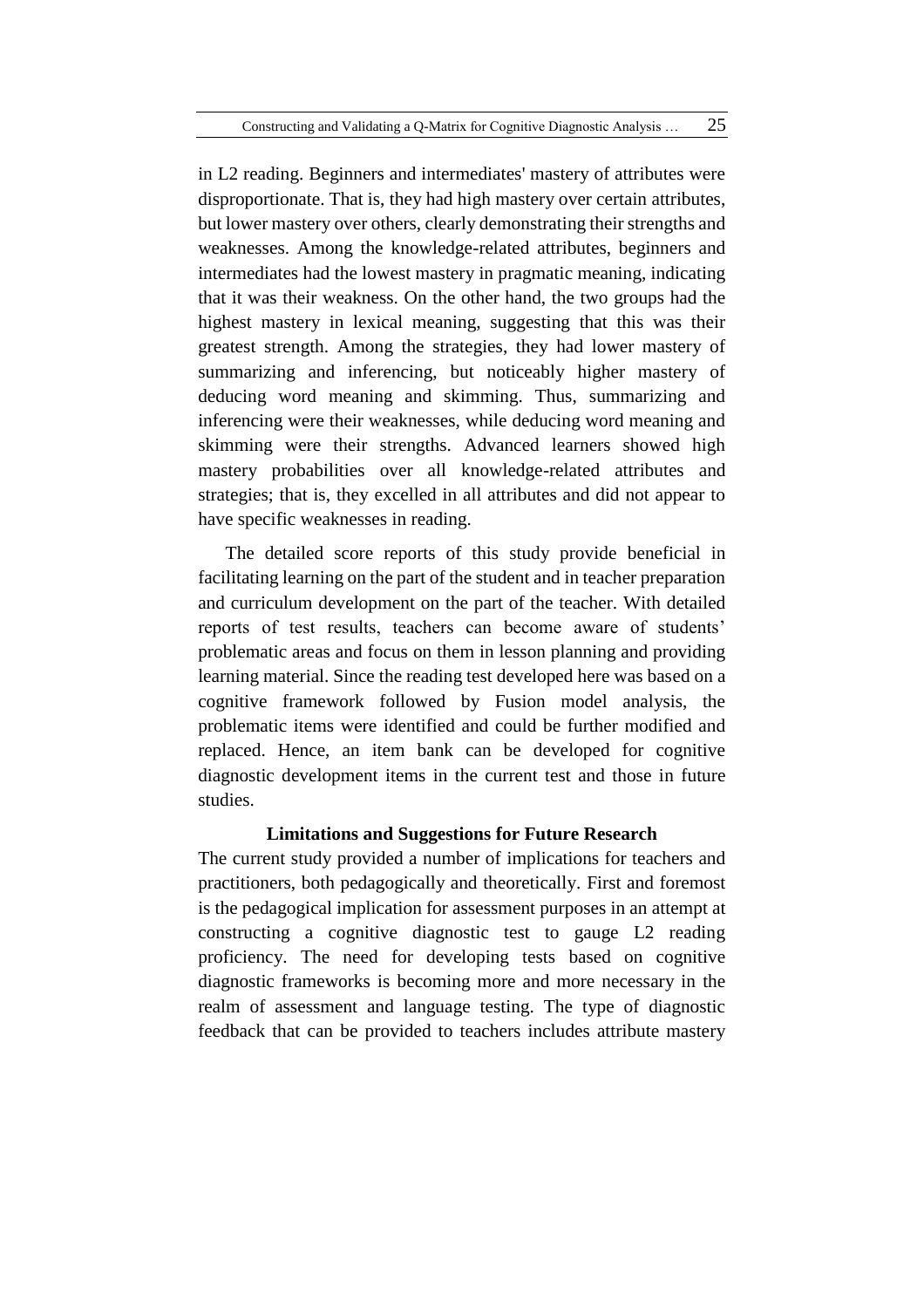in L2 reading. Beginners and intermediates' mastery of attributes were disproportionate. That is, they had high mastery over certain attributes, but lower mastery over others, clearly demonstrating their strengths and weaknesses. Among the knowledge-related attributes, beginners and intermediates had the lowest mastery in pragmatic meaning, indicating that it was their weakness. On the other hand, the two groups had the highest mastery in lexical meaning, suggesting that this was their greatest strength. Among the strategies, they had lower mastery of summarizing and inferencing, but noticeably higher mastery of deducing word meaning and skimming. Thus, summarizing and inferencing were their weaknesses, while deducing word meaning and skimming were their strengths. Advanced learners showed high mastery probabilities over all knowledge-related attributes and strategies; that is, they excelled in all attributes and did not appear to have specific weaknesses in reading.

The detailed score reports of this study provide beneficial in facilitating learning on the part of the student and in teacher preparation and curriculum development on the part of the teacher. With detailed reports of test results, teachers can become aware of students' problematic areas and focus on them in lesson planning and providing learning material. Since the reading test developed here was based on a cognitive framework followed by Fusion model analysis, the problematic items were identified and could be further modified and replaced. Hence, an item bank can be developed for cognitive diagnostic development items in the current test and those in future studies.

## Limitations and Suggestions for Future Research

The current study provided a number of implications for teachers and practitioners, both pedagogically and theoretically. First and foremost is the pedagogical implication for assessment purposes in an attempt at constructing a cognitive diagnostic test to gauge L2 reading proficiency. The need for developing tests based on cognitive diagnostic frameworks is becoming more and more necessary in the realm of assessment and language testing. The type of diagnostic feedback that can be provided to teachers includes attribute mastery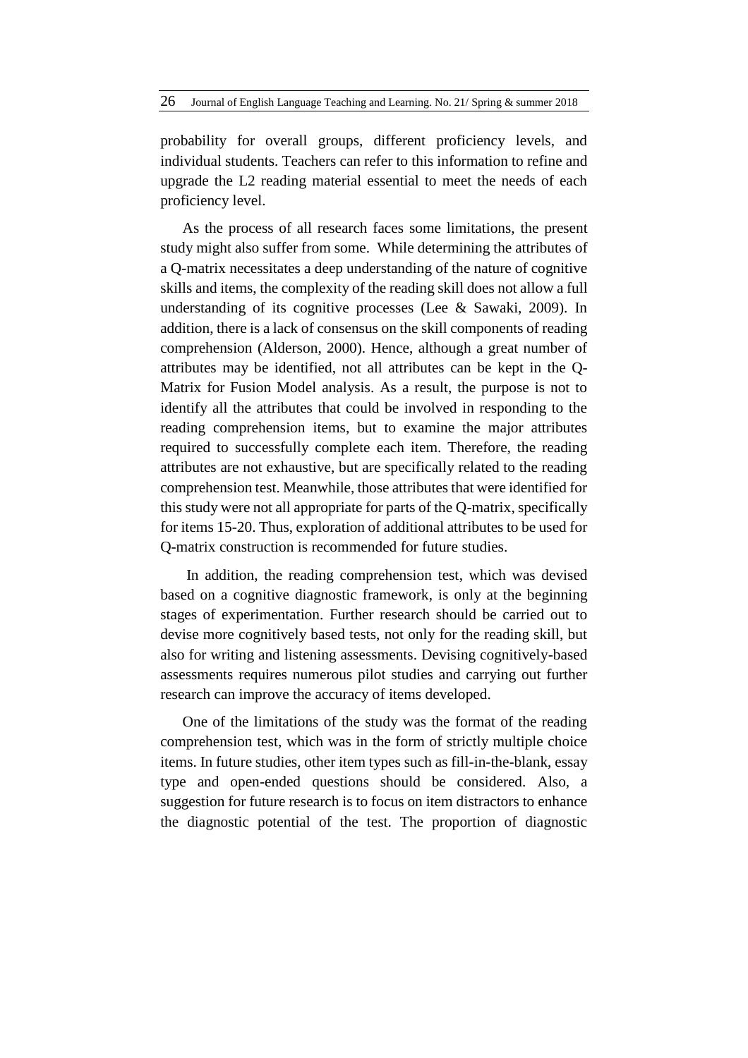probability for overall groups, different proficiency levels, and individual students. Teachers can refer to this information to refine and upgrade the L2 reading material essential to meet the needs of each proficiency level.

As the process of all research faces some limitations, the present study might also suffer from some. While determining the attributes of a Q-matrix necessitates a deep understanding of the nature of cognitive skills and items, the complexity of the reading skill does not allow a full understanding of its cognitive processes (Lee & Sawaki, 2009). In addition, there is a lack of consensus on the skill components of reading comprehension (Alderson, 2000). Hence, although a great number of attributes may be identified, not all attributes can be kept in the Q-Matrix for Fusion Model analysis. As a result, the purpose is not to identify all the attributes that could be involved in responding to the reading comprehension items, but to examine the major attributes required to successfully complete each item. Therefore, the reading attributes are not exhaustive, but are specifically related to the reading comprehension test. Meanwhile, those attributes that were identified for this study were not all appropriate for parts of the Q-matrix, specifically for items 15-20. Thus, exploration of additional attributes to be used for Q-matrix construction is recommended for future studies.

In addition, the reading comprehension test, which was devised based on a cognitive diagnostic framework, is only at the beginning stages of experimentation. Further research should be carried out to devise more cognitively based tests, not only for the reading skill, but also for writing and listening assessments. Devising cognitively-based assessments requires numerous pilot studies and carrying out further research can improve the accuracy of items developed.

One of the limitations of the study was the format of the reading comprehension test, which was in the form of strictly multiple choice items. In future studies, other item types such as fill-in-the-blank, essay type and open-ended questions should be considered. Also, a suggestion for future research is to focus on item distractors to enhance the diagnostic potential of the test. The proportion of diagnostic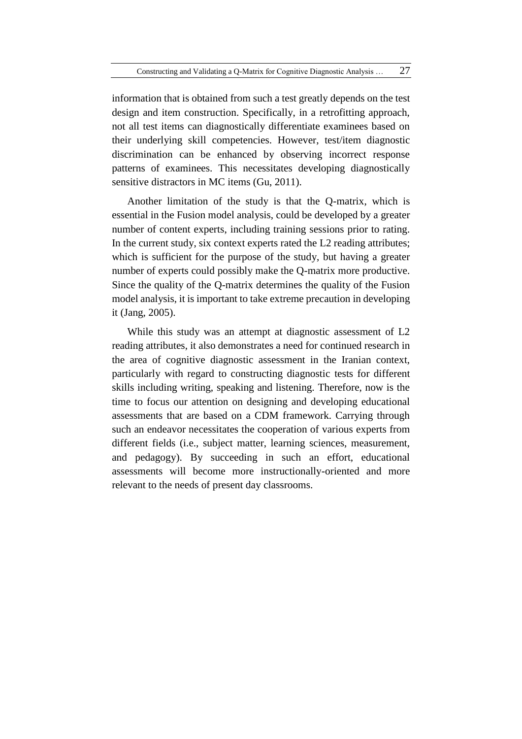information that is obtained from such a test greatly depends on the test design and item construction. Specifically, in a retrofitting approach, not all test items can diagnostically differentiate examinees based on their underlying skill competencies. However, test/item diagnostic discrimination can be enhanced by observing incorrect response patterns of examinees. This necessitates developing diagnostically sensitive distractors in MC items (Gu, 2011).

Another limitation of the study is that the Q-matrix, which is essential in the Fusion model analysis, could be developed by a greater number of content experts, including training sessions prior to rating. In the current study, six context experts rated the L2 reading attributes; which is sufficient for the purpose of the study, but having a greater number of experts could possibly make the Q-matrix more productive. Since the quality of the Q-matrix determines the quality of the Fusion model analysis, it is important to take extreme precaution in developing it (Jang, 2005).

While this study was an attempt at diagnostic assessment of L2 reading attributes, it also demonstrates a need for continued research in the area of cognitive diagnostic assessment in the Iranian context, particularly with regard to constructing diagnostic tests for different skills including writing, speaking and listening. Therefore, now is the time to focus our attention on designing and developing educational assessments that are based on a CDM framework. Carrying through such an endeavor necessitates the cooperation of various experts from different fields (i.e., subject matter, learning sciences, measurement, and pedagogy). By succeeding in such an effort, educational assessments will become more instructionally-oriented and more relevant to the needs of present day classrooms.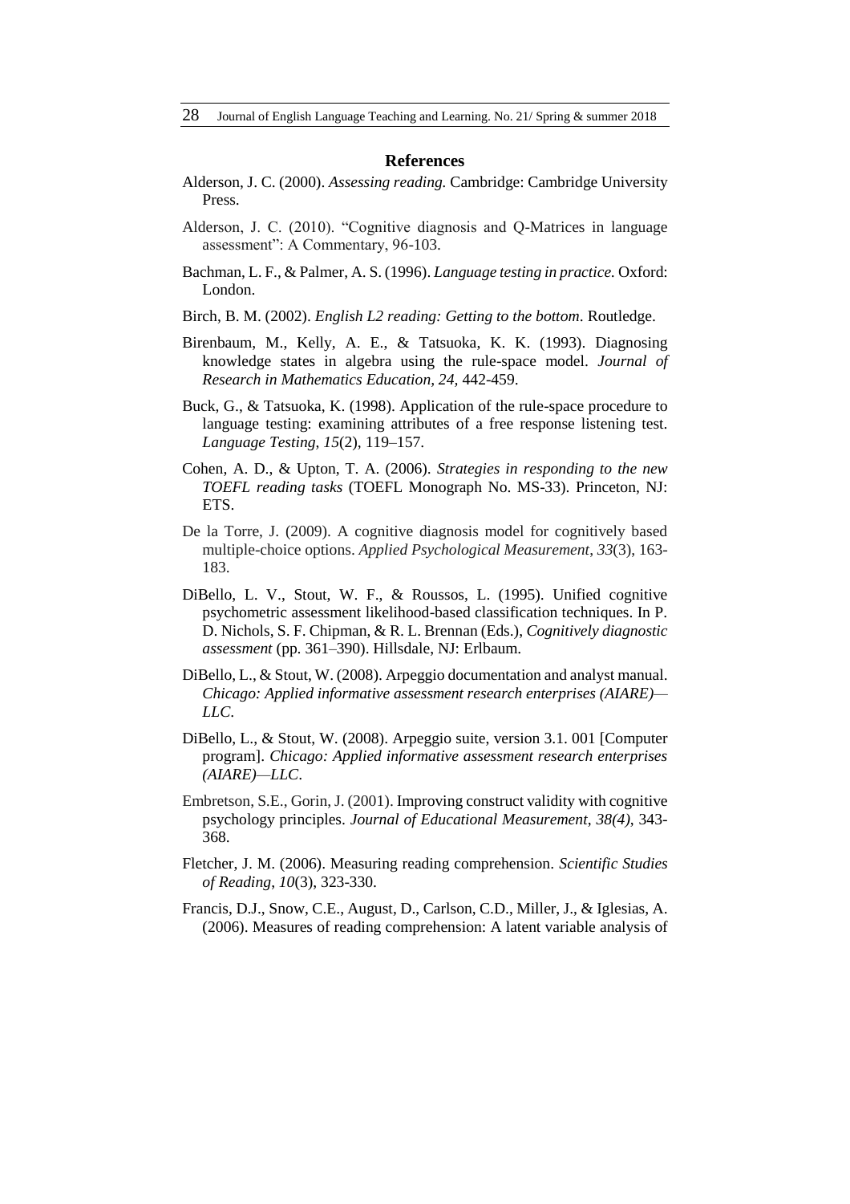## References

Alderson, J. C. (2000). *Assessing reading.* Cambridge: Cambridge University Press.

Alderson, J. C. (2010). "Cognitive diagnosis and Q-Matrices in language assessment": A Commentary, 96-103.

Bachman, L. F., & Palmer, A. S. (1996). *Language testing in practice.* Oxford: London.

Birch, B. M. (2002). *English L2 reading: Getting to the bottom*. Routledge.

Birenbaum, M., Kelly, A. E., & Tatsuoka, K. K. (1993). Diagnosing knowledge states in algebra using the rule-space model. *Journal of Research in Mathematics Education, 24,* 442-459.

Buck, G., & Tatsuoka, K. (1998). Application of the rule-space procedure to language testing: examining attributes of a free response listening test. *Language Testing*, *15*(2), 119–157.

Cohen, A. D., & Upton, T. A. (2006). *Strategies in responding to the new TOEFL reading tasks* (TOEFL Monograph No. MS-33). Princeton, NJ: ETS.

De la Torre, J. (2009). A cognitive diagnosis model for cognitively based multiple-choice options. *Applied Psychological Measurement*, *33*(3), 163-183.

DiBello, L. V., Stout, W. F., & Roussos, L. (1995). Unified cognitive psychometric assessment likelihood-based classification techniques. In P. D. Nichols, S. F. Chipman, & R. L. Brennan (Eds.), *Cognitively diagnostic assessment* (pp. 361–390). Hillsdale, NJ: Erlbaum.

DiBello, L., & Stout, W. (2008). Arpeggio documentation and analyst manual. *Chicago: Applied informative assessment research enterprises (AIARE)—LLC*.

DiBello, L., & Stout, W. (2008). Arpeggio suite, version 3.1. 001 [Computer program]. *Chicago: Applied informative assessment research enterprises (AIARE)—LLC*.

Embretson, S.E., Gorin, J. (2001). Improving construct validity with cognitive psychology principles. *Journal of Educational Measurement*, *38(4)*, 343-368.

Fletcher, J. M. (2006). Measuring reading comprehension. *Scientific Studies of Reading*, *10*(3), 323-330.

Francis, D.J., Snow, C.E., August, D., Carlson, C.D., Miller, J., & Iglesias, A. (2006). Measures of reading comprehension: A latent variable analysis of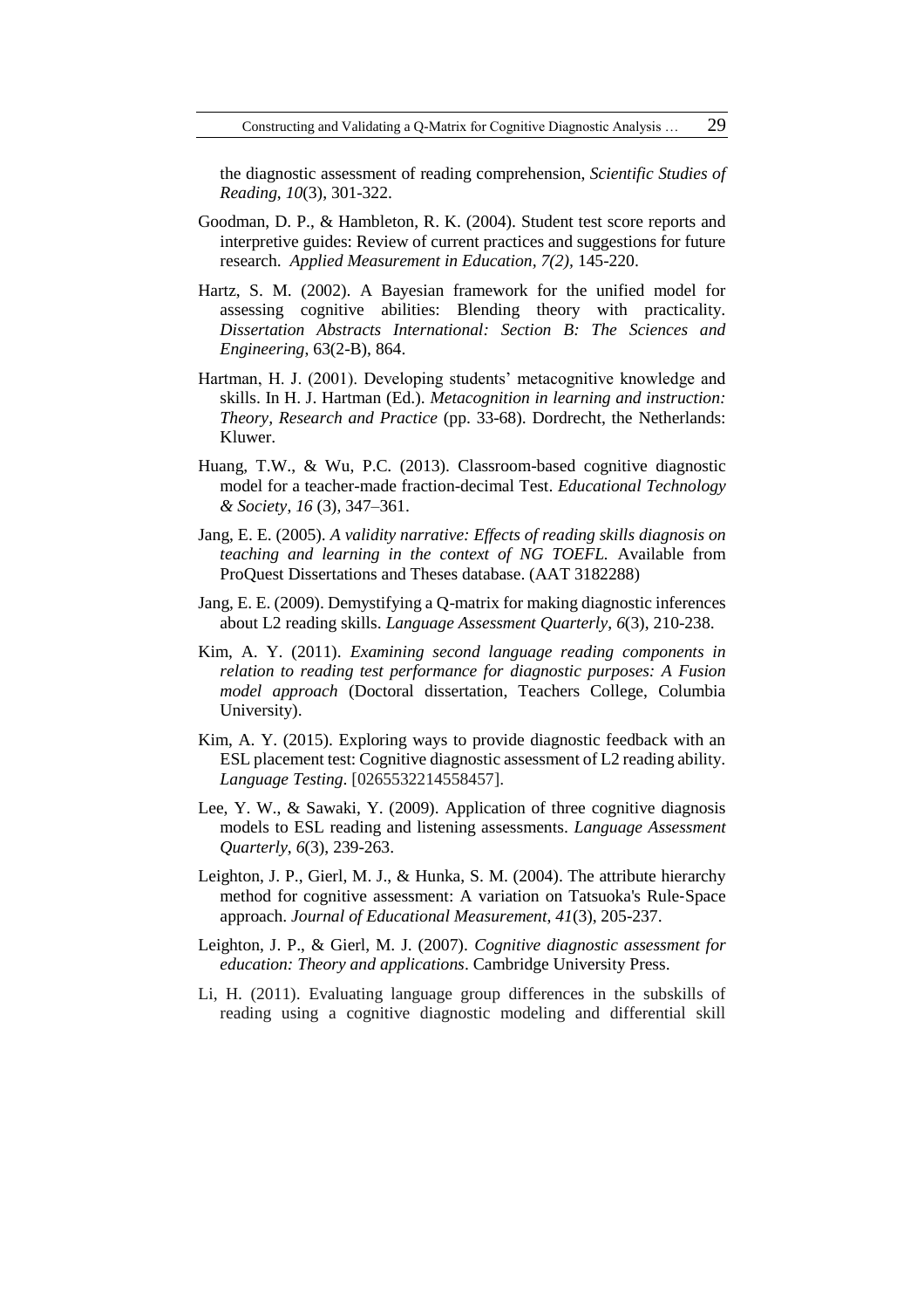the diagnostic assessment of reading comprehension, *Scientific Studies of Reading*, *10*(3), 301-322.

Goodman, D. P., & Hambleton, R. K. (2004). Student test score reports and interpretive guides: Review of current practices and suggestions for future research. *Applied Measurement in Education, 7(2)*, 145-220.

Hartz, S. M. (2002). A Bayesian framework for the unified model for assessing cognitive abilities: Blending theory with practicality. *Dissertation Abstracts International: Section B: The Sciences and Engineering*, 63(2-B), 864.

Hartman, H. J. (2001). Developing students' metacognitive knowledge and skills. In H. J. Hartman (Ed.). *Metacognition in learning and instruction: Theory, Research and Practice* (pp. 33-68). Dordrecht, the Netherlands: Kluwer.

Huang, T.W., & Wu, P.C. (2013). Classroom-based cognitive diagnostic model for a teacher-made fraction-decimal Test. *Educational Technology & Society*, *16* (3), 347–361.

Jang, E. E. (2005). *A validity narrative: Effects of reading skills diagnosis on teaching and learning in the context of NG TOEFL.* Available from ProQuest Dissertations and Theses database. (AAT 3182288)

Jang, E. E. (2009). Demystifying a Q-matrix for making diagnostic inferences about L2 reading skills. *Language Assessment Quarterly*, *6*(3), 210-238.

Kim, A. Y. (2011). *Examining second language reading components in relation to reading test performance for diagnostic purposes: A Fusion model approach* (Doctoral dissertation, Teachers College, Columbia University).

Kim, A. Y. (2015). Exploring ways to provide diagnostic feedback with an ESL placement test: Cognitive diagnostic assessment of L2 reading ability. *Language Testing*. [0265532214558457].

Lee, Y. W., & Sawaki, Y. (2009). Application of three cognitive diagnosis models to ESL reading and listening assessments. *Language Assessment Quarterly*, *6*(3), 239-263.

Leighton, J. P., Gierl, M. J., & Hunka, S. M. (2004). The attribute hierarchy method for cognitive assessment: A variation on Tatsuoka's Rule-Space approach. *Journal of Educational Measurement*, *41*(3), 205-237.

Leighton, J. P., & Gierl, M. J. (2007). *Cognitive diagnostic assessment for education: Theory and applications*. Cambridge University Press.

Li, H. (2011). Evaluating language group differences in the subskills of reading using a cognitive diagnostic modeling and differential skill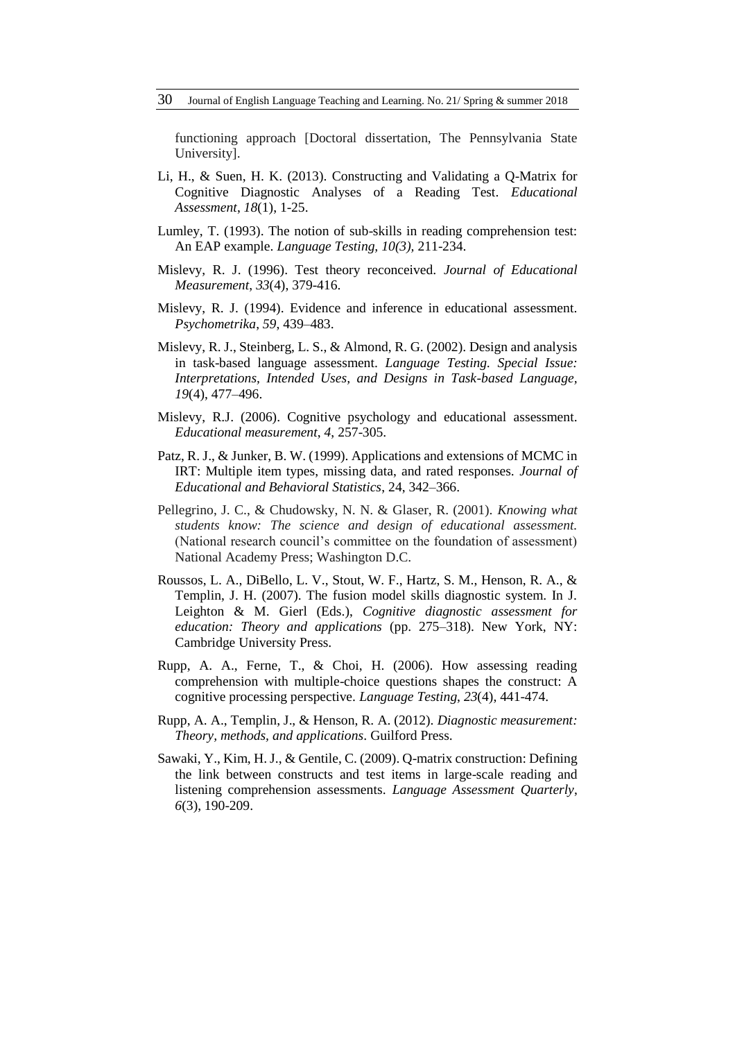functioning approach [Doctoral dissertation, The Pennsylvania State University].

Li, H., & Suen, H. K. (2013). Constructing and Validating a Q-Matrix for Cognitive Diagnostic Analyses of a Reading Test. *Educational Assessment*, *18*(1), 1-25.

Lumley, T. (1993). The notion of sub-skills in reading comprehension test: An EAP example. *Language Testing, 10(3),* 211-234.

Mislevy, R. J. (1996). Test theory reconceived. *Journal of Educational Measurement*, *33*(4), 379-416.

Mislevy, R. J. (1994). Evidence and inference in educational assessment. *Psychometrika*, *59*, 439–483.

Mislevy, R. J., Steinberg, L. S., & Almond, R. G. (2002). Design and analysis in task-based language assessment. *Language Testing. Special Issue: Interpretations, Intended Uses, and Designs in Task-based Language*, *19*(4), 477–496.

Mislevy, R.J. (2006). Cognitive psychology and educational assessment. *Educational measurement*, *4*, 257-305.

Patz, R. J., & Junker, B. W. (1999). Applications and extensions of MCMC in IRT: Multiple item types, missing data, and rated responses. *Journal of Educational and Behavioral Statistics*, 24, 342–366.

Pellegrino, J. C., & Chudowsky, N. N. & Glaser, R. (2001). *Knowing what students know: The science and design of educational assessment.* (National research council's committee on the foundation of assessment) National Academy Press; Washington D.C.

Roussos, L. A., DiBello, L. V., Stout, W. F., Hartz, S. M., Henson, R. A., & Templin, J. H. (2007). The fusion model skills diagnostic system. In J. Leighton & M. Gierl (Eds.), *Cognitive diagnostic assessment for education: Theory and applications* (pp. 275–318). New York, NY: Cambridge University Press.

Rupp, A. A., Ferne, T., & Choi, H. (2006). How assessing reading comprehension with multiple-choice questions shapes the construct: A cognitive processing perspective. *Language Testing*, *23*(4), 441-474.

Rupp, A. A., Templin, J., & Henson, R. A. (2012). *Diagnostic measurement: Theory, methods, and applications*. Guilford Press.

Sawaki, Y., Kim, H. J., & Gentile, C. (2009). Q-matrix construction: Defining the link between constructs and test items in large-scale reading and listening comprehension assessments. *Language Assessment Quarterly*, *6*(3), 190-209.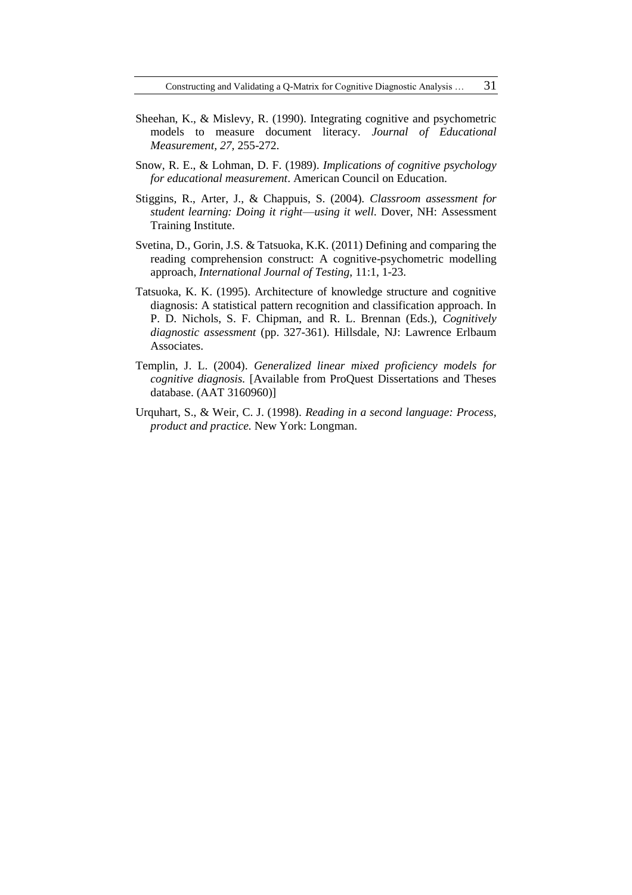Sheehan, K., & Mislevy, R. (1990). Integrating cognitive and psychometric models to measure document literacy. *Journal of Educational Measurement*, *27*, 255-272.

Snow, R. E., & Lohman, D. F. (1989). *Implications of cognitive psychology for educational measurement*. American Council on Education.

Stiggins, R., Arter, J., & Chappuis, S. (2004). *Classroom assessment for student learning: Doing it right—using it well*. Dover, NH: Assessment Training Institute.

Svetina, D., Gorin, J.S. & Tatsuoka, K.K. (2011) Defining and comparing the reading comprehension construct: A cognitive-psychometric modelling approach, *International Journal of Testing*, 11:1, 1-23.

Tatsuoka, K. K. (1995). Architecture of knowledge structure and cognitive diagnosis: A statistical pattern recognition and classification approach. In P. D. Nichols, S. F. Chipman, and R. L. Brennan (Eds.), *Cognitively diagnostic assessment* (pp. 327-361). Hillsdale, NJ: Lawrence Erlbaum Associates.

Templin, J. L. (2004). *Generalized linear mixed proficiency models for cognitive diagnosis.* [Available from ProQuest Dissertations and Theses database. (AAT 3160960)]

Urquhart, S., & Weir, C. J. (1998). *Reading in a second language: Process, product and practice.* New York: Longman.